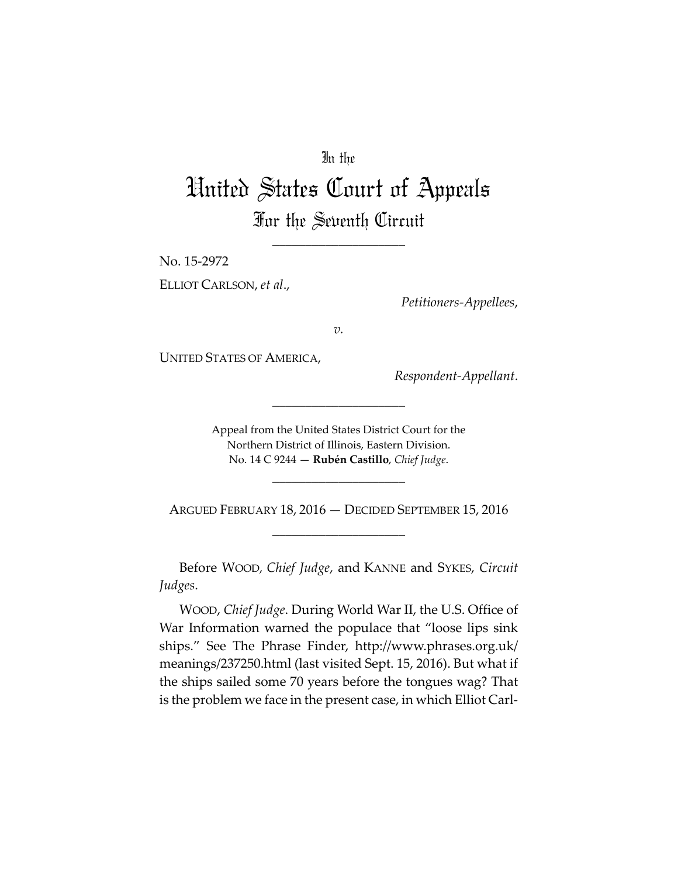In the

# United States Court of Appeals

## For the Seventh Circuit

---

No. 15-2972

ELLIOT CARLSON, *et al*.,

*Petitioners-Appellees*,

*v.*

UNITED STATES OF AMERICA,

*Respondent-Appellant*.

---

Appeal from the United States District Court for the Northern District of Illinois, Eastern Division.
No. 14 C 9244 — **Rubén Castillo**, *Chief Judge*.

---

ARGUED FEBRUARY 18, 2016 — DECIDED SEPTEMBER 15, 2016

---

Before WOOD, *Chief Judge*, and KANNE and SYKES, *Circuit Judges*.

WOOD, *Chief Judge*. During World War II, the U.S. Office of War Information warned the populace that "loose lips sink ships." See The Phrase Finder, http://www.phrases.org.uk/meanings/237250.html (last visited Sept. 15, 2016). But what if the ships sailed some 70 years before the tongues wag? That is the problem we face in the present case, in which Elliot Carl-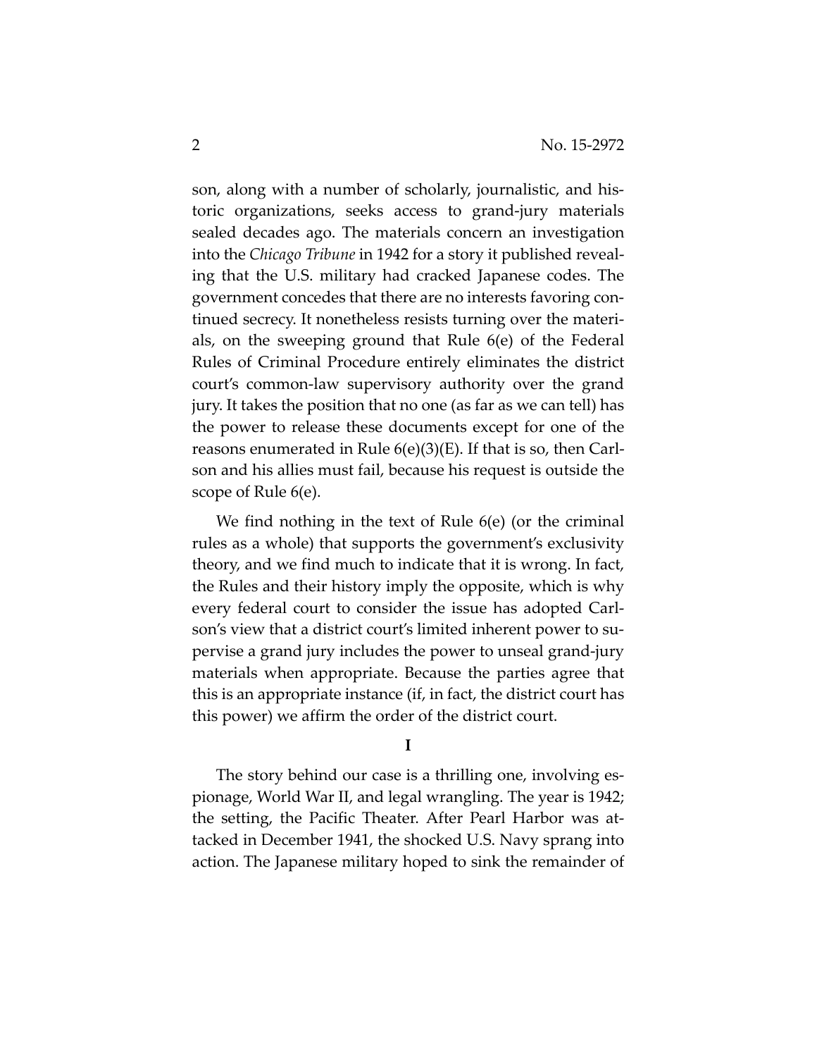son, along with a number of scholarly, journalistic, and historic organizations, seeks access to grand-jury materials sealed decades ago. The materials concern an investigation into the *Chicago Tribune* in 1942 for a story it published revealing that the U.S. military had cracked Japanese codes. The government concedes that there are no interests favoring continued secrecy. It nonetheless resists turning over the materials, on the sweeping ground that Rule 6(e) of the Federal Rules of Criminal Procedure entirely eliminates the district court's common-law supervisory authority over the grand jury. It takes the position that no one (as far as we can tell) has the power to release these documents except for one of the reasons enumerated in Rule 6(e)(3)(E). If that is so, then Carlson and his allies must fail, because his request is outside the scope of Rule 6(e).

We find nothing in the text of Rule 6(e) (or the criminal rules as a whole) that supports the government's exclusivity theory, and we find much to indicate that it is wrong. In fact, the Rules and their history imply the opposite, which is why every federal court to consider the issue has adopted Carlson's view that a district court's limited inherent power to supervise a grand jury includes the power to unseal grand-jury materials when appropriate. Because the parties agree that this is an appropriate instance (if, in fact, the district court has this power) we affirm the order of the district court.

## I

The story behind our case is a thrilling one, involving espionage, World War II, and legal wrangling. The year is 1942; the setting, the Pacific Theater. After Pearl Harbor was attacked in December 1941, the shocked U.S. Navy sprang into action. The Japanese military hoped to sink the remainder of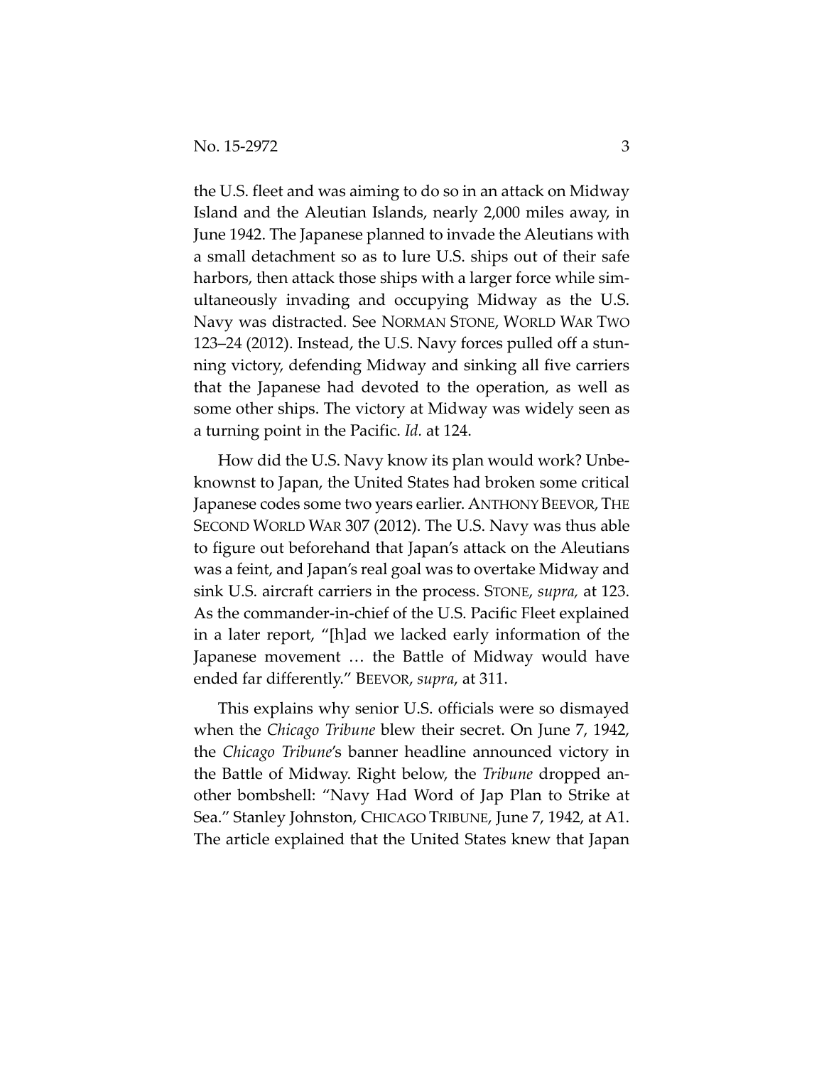the U.S. fleet and was aiming to do so in an attack on Midway Island and the Aleutian Islands, nearly 2,000 miles away, in June 1942. The Japanese planned to invade the Aleutians with a small detachment so as to lure U.S. ships out of their safe harbors, then attack those ships with a larger force while simultaneously invading and occupying Midway as the U.S. Navy was distracted. See NORMAN STONE, WORLD WAR TWO 123–24 (2012). Instead, the U.S. Navy forces pulled off a stunning victory, defending Midway and sinking all five carriers that the Japanese had devoted to the operation, as well as some other ships. The victory at Midway was widely seen as a turning point in the Pacific. *Id.* at 124.

How did the U.S. Navy know its plan would work? Unbeknownst to Japan, the United States had broken some critical Japanese codes some two years earlier. ANTHONY BEEVOR, THE SECOND WORLD WAR 307 (2012). The U.S. Navy was thus able to figure out beforehand that Japan's attack on the Aleutians was a feint, and Japan's real goal was to overtake Midway and sink U.S. aircraft carriers in the process. STONE, *supra,* at 123. As the commander-in-chief of the U.S. Pacific Fleet explained in a later report, "[h]ad we lacked early information of the Japanese movement … the Battle of Midway would have ended far differently." BEEVOR, *supra*, at 311.

This explains why senior U.S. officials were so dismayed when the *Chicago Tribune* blew their secret. On June 7, 1942, the *Chicago Tribune*'s banner headline announced victory in the Battle of Midway. Right below, the *Tribune* dropped another bombshell: "Navy Had Word of Jap Plan to Strike at Sea." Stanley Johnston, CHICAGO TRIBUNE, June 7, 1942, at A1. The article explained that the United States knew that Japan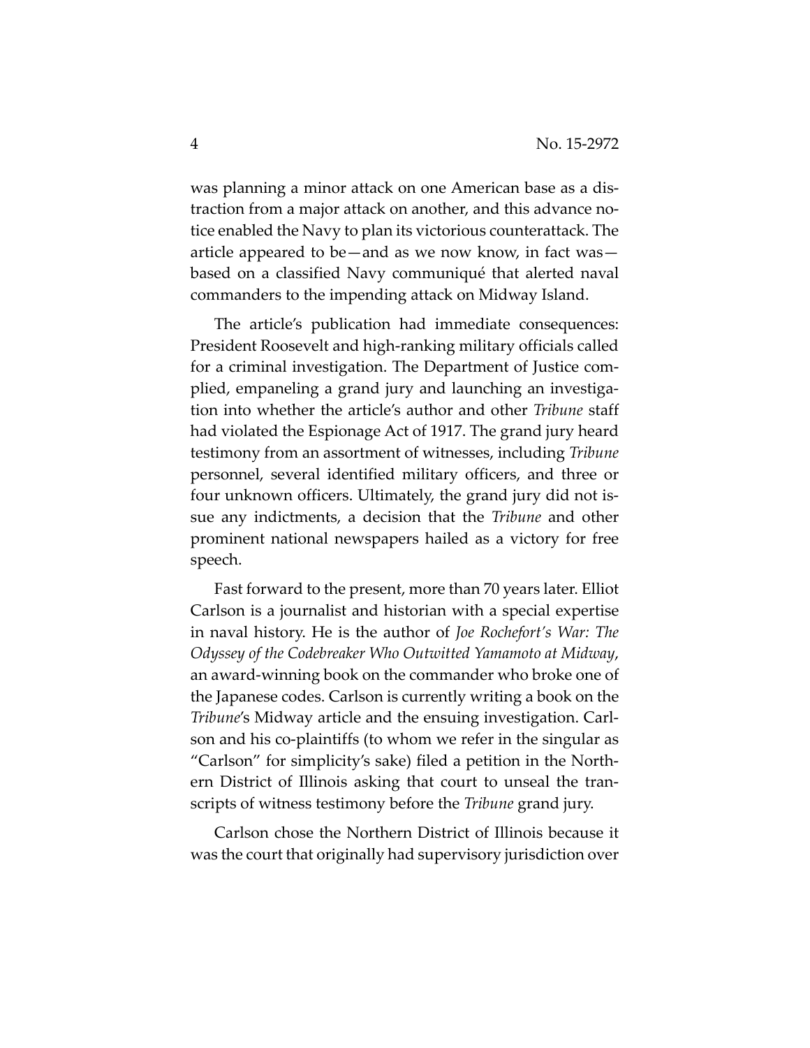was planning a minor attack on one American base as a distraction from a major attack on another, and this advance notice enabled the Navy to plan its victorious counterattack. The article appeared to be—and as we now know, in fact was—based on a classified Navy communiqué that alerted naval commanders to the impending attack on Midway Island.

The article's publication had immediate consequences: President Roosevelt and high-ranking military officials called for a criminal investigation. The Department of Justice complied, empaneling a grand jury and launching an investigation into whether the article's author and other *Tribune* staff had violated the Espionage Act of 1917. The grand jury heard testimony from an assortment of witnesses, including *Tribune* personnel, several identified military officers, and three or four unknown officers. Ultimately, the grand jury did not issue any indictments, a decision that the *Tribune* and other prominent national newspapers hailed as a victory for free speech.

Fast forward to the present, more than 70 years later. Elliot Carlson is a journalist and historian with a special expertise in naval history. He is the author of *Joe Rochefort's War: The Odyssey of the Codebreaker Who Outwitted Yamamoto at Midway*, an award-winning book on the commander who broke one of the Japanese codes. Carlson is currently writing a book on the *Tribune*'s Midway article and the ensuing investigation. Carlson and his co-plaintiffs (to whom we refer in the singular as "Carlson" for simplicity's sake) filed a petition in the Northern District of Illinois asking that court to unseal the transcripts of witness testimony before the *Tribune* grand jury.

Carlson chose the Northern District of Illinois because it was the court that originally had supervisory jurisdiction over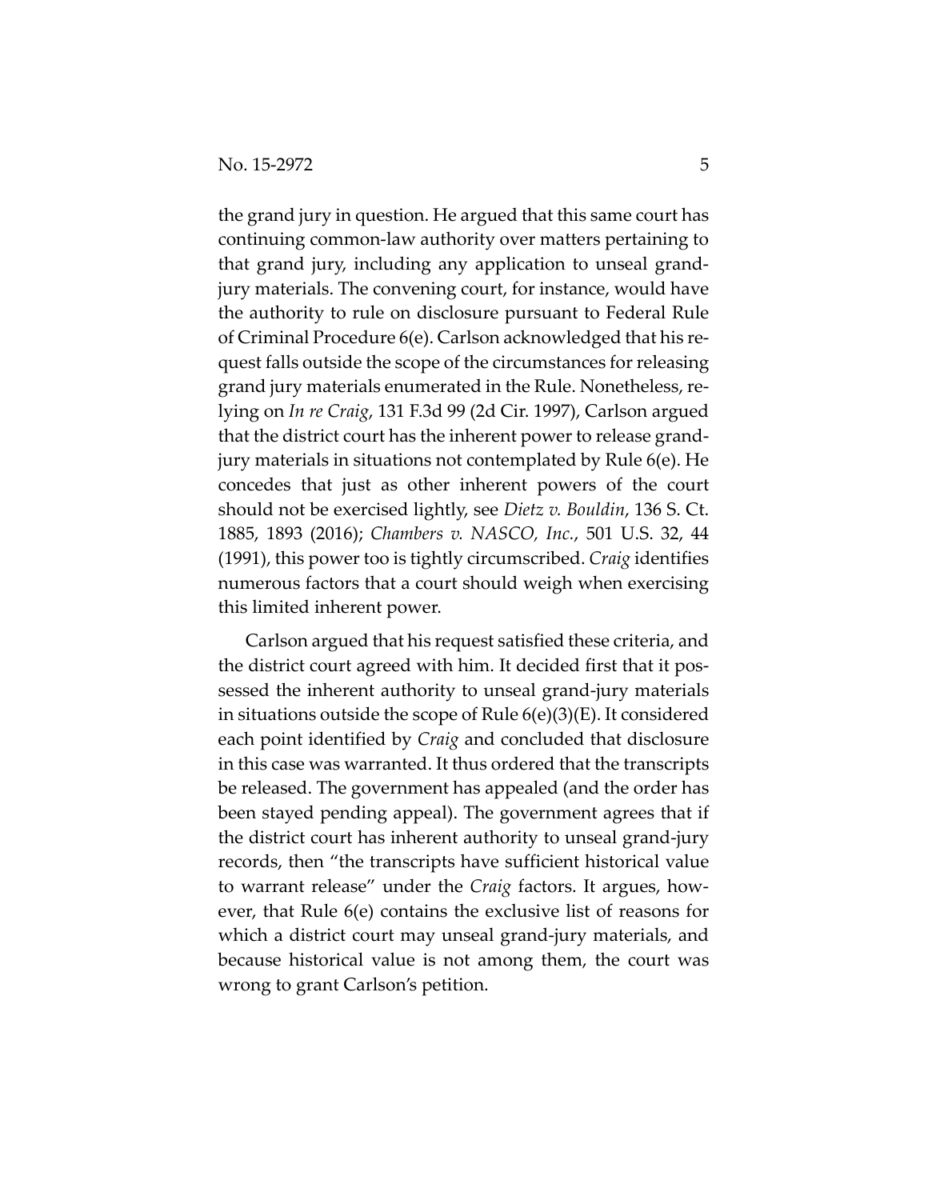the grand jury in question. He argued that this same court has continuing common-law authority over matters pertaining to that grand jury, including any application to unseal grand-jury materials. The convening court, for instance, would have the authority to rule on disclosure pursuant to Federal Rule of Criminal Procedure 6(e). Carlson acknowledged that his request falls outside the scope of the circumstances for releasing grand jury materials enumerated in the Rule. Nonetheless, relying on *In re Craig*, 131 F.3d 99 (2d Cir. 1997), Carlson argued that the district court has the inherent power to release grand-jury materials in situations not contemplated by Rule 6(e). He concedes that just as other inherent powers of the court should not be exercised lightly, see *Dietz v. Bouldin*, 136 S. Ct. 1885, 1893 (2016); *Chambers v. NASCO, Inc.*, 501 U.S. 32, 44 (1991), this power too is tightly circumscribed. *Craig* identifies numerous factors that a court should weigh when exercising this limited inherent power.

Carlson argued that his request satisfied these criteria, and the district court agreed with him. It decided first that it possessed the inherent authority to unseal grand-jury materials in situations outside the scope of Rule 6(e)(3)(E). It considered each point identified by *Craig* and concluded that disclosure in this case was warranted. It thus ordered that the transcripts be released. The government has appealed (and the order has been stayed pending appeal). The government agrees that if the district court has inherent authority to unseal grand-jury records, then "the transcripts have sufficient historical value to warrant release" under the *Craig* factors. It argues, however, that Rule 6(e) contains the exclusive list of reasons for which a district court may unseal grand-jury materials, and because historical value is not among them, the court was wrong to grant Carlson's petition.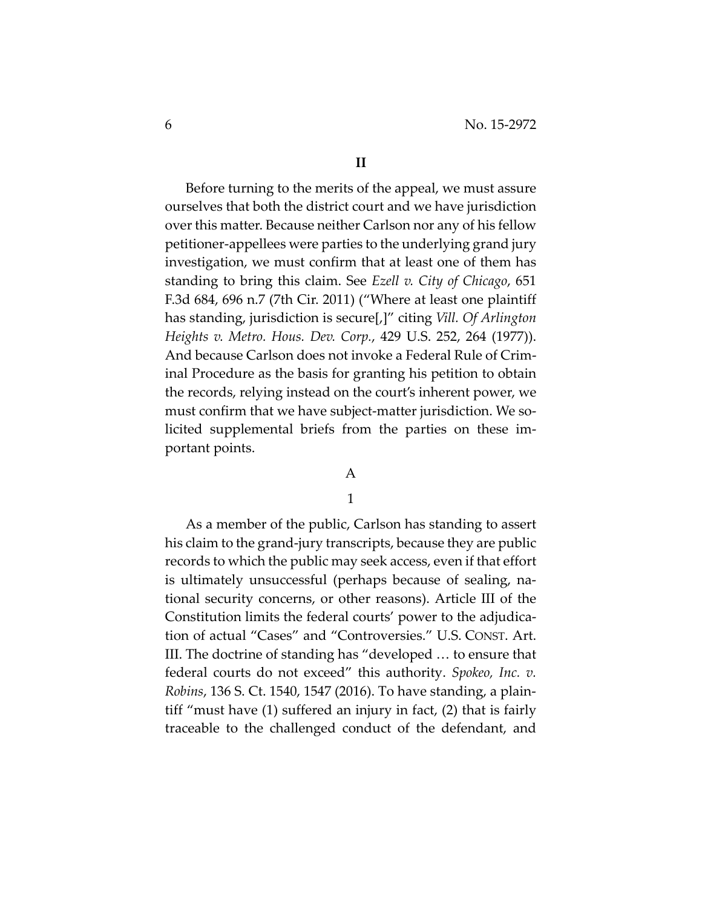## II

Before turning to the merits of the appeal, we must assure ourselves that both the district court and we have jurisdiction over this matter. Because neither Carlson nor any of his fellow petitioner-appellees were parties to the underlying grand jury investigation, we must confirm that at least one of them has standing to bring this claim. See *Ezell v. City of Chicago*, 651 F.3d 684, 696 n.7 (7th Cir. 2011) ("Where at least one plaintiff has standing, jurisdiction is secure[,]" citing *Vill. Of Arlington Heights v. Metro. Hous. Dev. Corp.*, 429 U.S. 252, 264 (1977)). And because Carlson does not invoke a Federal Rule of Criminal Procedure as the basis for granting his petition to obtain the records, relying instead on the court's inherent power, we must confirm that we have subject-matter jurisdiction. We solicited supplemental briefs from the parties on these important points.

### A

#### 1

As a member of the public, Carlson has standing to assert his claim to the grand-jury transcripts, because they are public records to which the public may seek access, even if that effort is ultimately unsuccessful (perhaps because of sealing, national security concerns, or other reasons). Article III of the Constitution limits the federal courts' power to the adjudication of actual "Cases" and "Controversies." U.S. CONST. Art. III. The doctrine of standing has "developed … to ensure that federal courts do not exceed" this authority. *Spokeo, Inc. v. Robins*, 136 S. Ct. 1540, 1547 (2016). To have standing, a plaintiff "must have (1) suffered an injury in fact, (2) that is fairly traceable to the challenged conduct of the defendant, and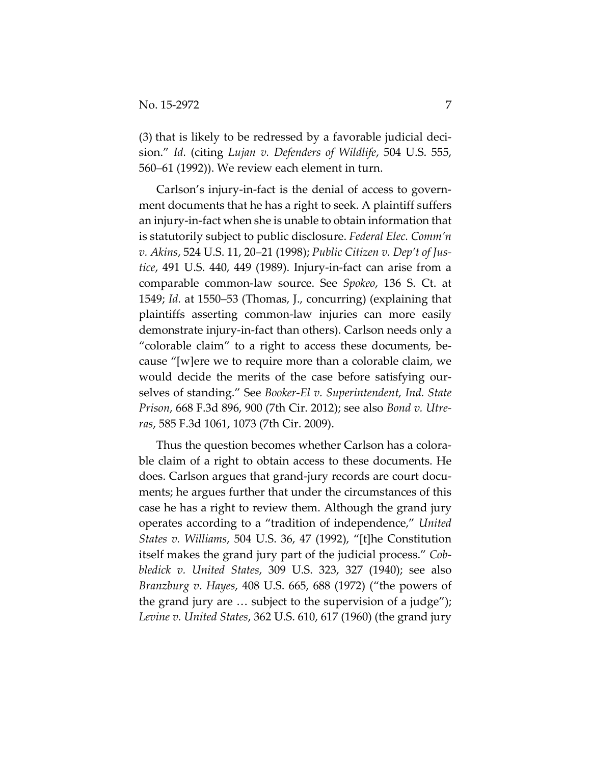(3) that is likely to be redressed by a favorable judicial decision." *Id.* (citing *Lujan v. Defenders of Wildlife*, 504 U.S. 555, 560–61 (1992)). We review each element in turn.

Carlson's injury-in-fact is the denial of access to government documents that he has a right to seek. A plaintiff suffers an injury-in-fact when she is unable to obtain information that is statutorily subject to public disclosure. *Federal Elec. Comm'n v. Akins*, 524 U.S. 11, 20–21 (1998); *Public Citizen v. Dep't of Justice*, 491 U.S. 440, 449 (1989). Injury-in-fact can arise from a comparable common-law source. See *Spokeo*, 136 S. Ct. at 1549; *Id.* at 1550–53 (Thomas, J., concurring) (explaining that plaintiffs asserting common-law injuries can more easily demonstrate injury-in-fact than others). Carlson needs only a "colorable claim" to a right to access these documents, because "[w]ere we to require more than a colorable claim, we would decide the merits of the case before satisfying ourselves of standing." See *Booker-El v. Superintendent, Ind. State Prison*, 668 F.3d 896, 900 (7th Cir. 2012); see also *Bond v. Utreras*, 585 F.3d 1061, 1073 (7th Cir. 2009).

Thus the question becomes whether Carlson has a colorable claim of a right to obtain access to these documents. He does. Carlson argues that grand-jury records are court documents; he argues further that under the circumstances of this case he has a right to review them. Although the grand jury operates according to a "tradition of independence," *United States v. Williams*, 504 U.S. 36, 47 (1992), "[t]he Constitution itself makes the grand jury part of the judicial process." *Cobbledick v. United States*, 309 U.S. 323, 327 (1940); see also *Branzburg v. Hayes*, 408 U.S. 665, 688 (1972) ("the powers of the grand jury are … subject to the supervision of a judge"); *Levine v. United States*, 362 U.S. 610, 617 (1960) (the grand jury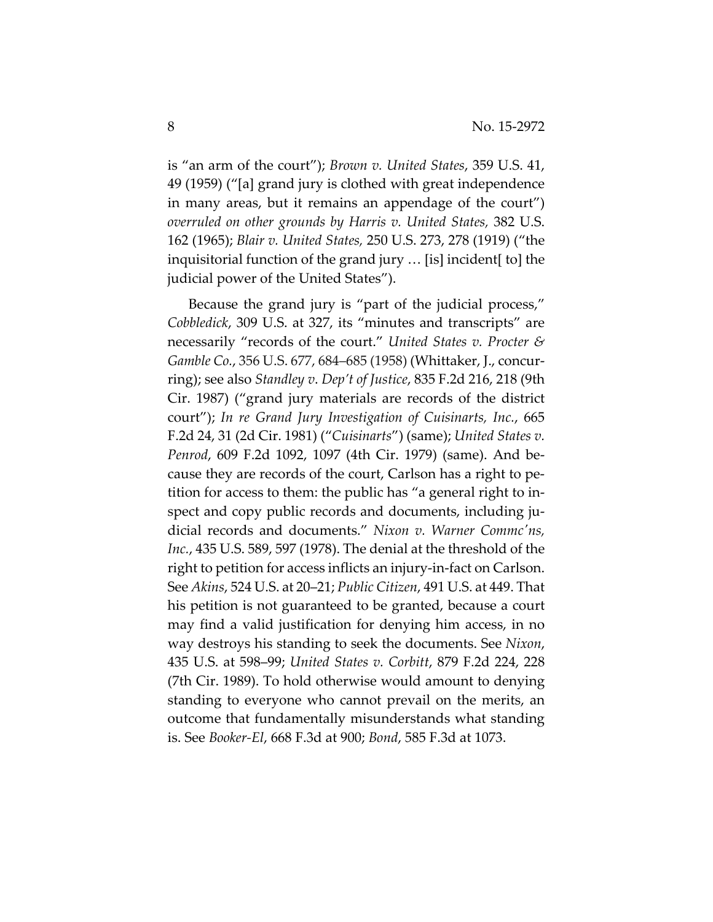is "an arm of the court"); *Brown v. United States*, 359 U.S. 41, 49 (1959) ("[a] grand jury is clothed with great independence in many areas, but it remains an appendage of the court") *overruled on other grounds by Harris v. United States,* 382 U.S. 162 (1965); *Blair v. United States,* 250 U.S. 273, 278 (1919) ("the inquisitorial function of the grand jury … [is] incident[ to] the judicial power of the United States").

Because the grand jury is "part of the judicial process," *Cobbledick*, 309 U.S. at 327, its "minutes and transcripts" are necessarily "records of the court." *United States v. Procter & Gamble Co.*, 356 U.S. 677, 684–685 (1958) (Whittaker, J., concurring); see also *Standley v. Dep't of Justice*, 835 F.2d 216, 218 (9th Cir. 1987) ("grand jury materials are records of the district court"); *In re Grand Jury Investigation of Cuisinarts, Inc.*, 665 F.2d 24, 31 (2d Cir. 1981) ("*Cuisinarts*") (same); *United States v. Penrod*, 609 F.2d 1092, 1097 (4th Cir. 1979) (same). And because they are records of the court, Carlson has a right to petition for access to them: the public has "a general right to inspect and copy public records and documents, including judicial records and documents." *Nixon v. Warner Commc'ns, Inc.*, 435 U.S. 589, 597 (1978). The denial at the threshold of the right to petition for access inflicts an injury-in-fact on Carlson. See *Akins*, 524 U.S. at 20–21; *Public Citizen*, 491 U.S. at 449. That his petition is not guaranteed to be granted, because a court may find a valid justification for denying him access, in no way destroys his standing to seek the documents. See *Nixon*, 435 U.S. at 598–99; *United States v. Corbitt*, 879 F.2d 224, 228 (7th Cir. 1989). To hold otherwise would amount to denying standing to everyone who cannot prevail on the merits, an outcome that fundamentally misunderstands what standing is. See *Booker-El*, 668 F.3d at 900; *Bond*, 585 F.3d at 1073.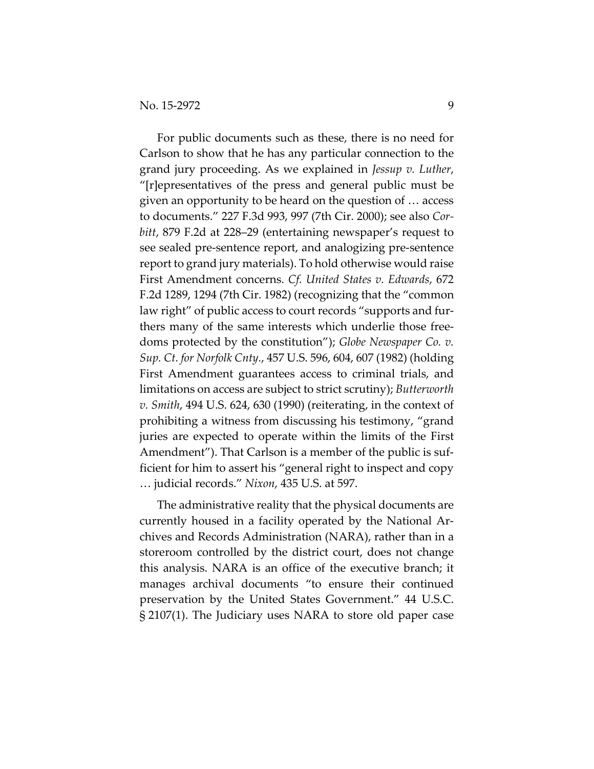For public documents such as these, there is no need for Carlson to show that he has any particular connection to the grand jury proceeding. As we explained in *Jessup v. Luther*, "[r]epresentatives of the press and general public must be given an opportunity to be heard on the question of … access to documents." 227 F.3d 993, 997 (7th Cir. 2000); see also *Corbitt*, 879 F.2d at 228–29 (entertaining newspaper's request to see sealed pre-sentence report, and analogizing pre-sentence report to grand jury materials). To hold otherwise would raise First Amendment concerns. *Cf. United States v. Edwards*, 672 F.2d 1289, 1294 (7th Cir. 1982) (recognizing that the "common law right" of public access to court records "supports and furthers many of the same interests which underlie those freedoms protected by the constitution"); *Globe Newspaper Co. v. Sup. Ct. for Norfolk Cnty.*, 457 U.S. 596, 604, 607 (1982) (holding First Amendment guarantees access to criminal trials, and limitations on access are subject to strict scrutiny); *Butterworth v. Smith*, 494 U.S. 624, 630 (1990) (reiterating, in the context of prohibiting a witness from discussing his testimony, "grand juries are expected to operate within the limits of the First Amendment"). That Carlson is a member of the public is sufficient for him to assert his "general right to inspect and copy … judicial records." *Nixon*, 435 U.S. at 597.

The administrative reality that the physical documents are currently housed in a facility operated by the National Archives and Records Administration (NARA), rather than in a storeroom controlled by the district court, does not change this analysis. NARA is an office of the executive branch; it manages archival documents "to ensure their continued preservation by the United States Government." 44 U.S.C. § 2107(1). The Judiciary uses NARA to store old paper case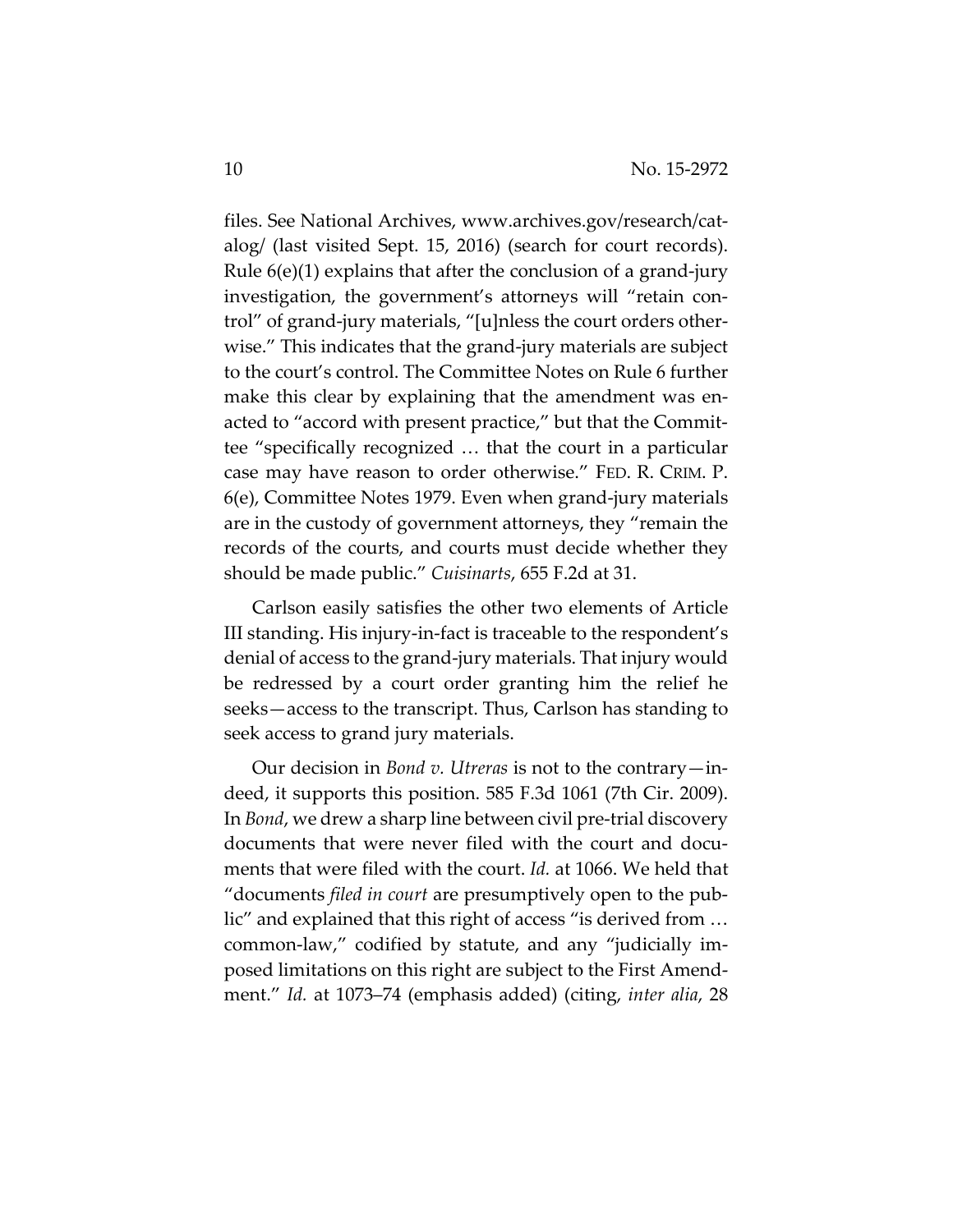files. See National Archives, www.archives.gov/research/catalog/ (last visited Sept. 15, 2016) (search for court records). Rule 6(e)(1) explains that after the conclusion of a grand-jury investigation, the government's attorneys will "retain control" of grand-jury materials, "[u]nless the court orders otherwise." This indicates that the grand-jury materials are subject to the court's control. The Committee Notes on Rule 6 further make this clear by explaining that the amendment was enacted to "accord with present practice," but that the Committee "specifically recognized … that the court in a particular case may have reason to order otherwise." FED. R. CRIM. P. 6(e), Committee Notes 1979. Even when grand-jury materials are in the custody of government attorneys, they "remain the records of the courts, and courts must decide whether they should be made public." *Cuisinarts*, 655 F.2d at 31.

Carlson easily satisfies the other two elements of Article III standing. His injury-in-fact is traceable to the respondent's denial of access to the grand-jury materials. That injury would be redressed by a court order granting him the relief he seeks—access to the transcript. Thus, Carlson has standing to seek access to grand jury materials.

Our decision in *Bond v. Utreras* is not to the contrary—indeed, it supports this position. 585 F.3d 1061 (7th Cir. 2009). In *Bond*, we drew a sharp line between civil pre-trial discovery documents that were never filed with the court and documents that were filed with the court. *Id.* at 1066. We held that "documents *filed in court* are presumptively open to the public" and explained that this right of access "is derived from … common-law," codified by statute, and any "judicially imposed limitations on this right are subject to the First Amendment." *Id.* at 1073–74 (emphasis added) (citing, *inter alia*, 28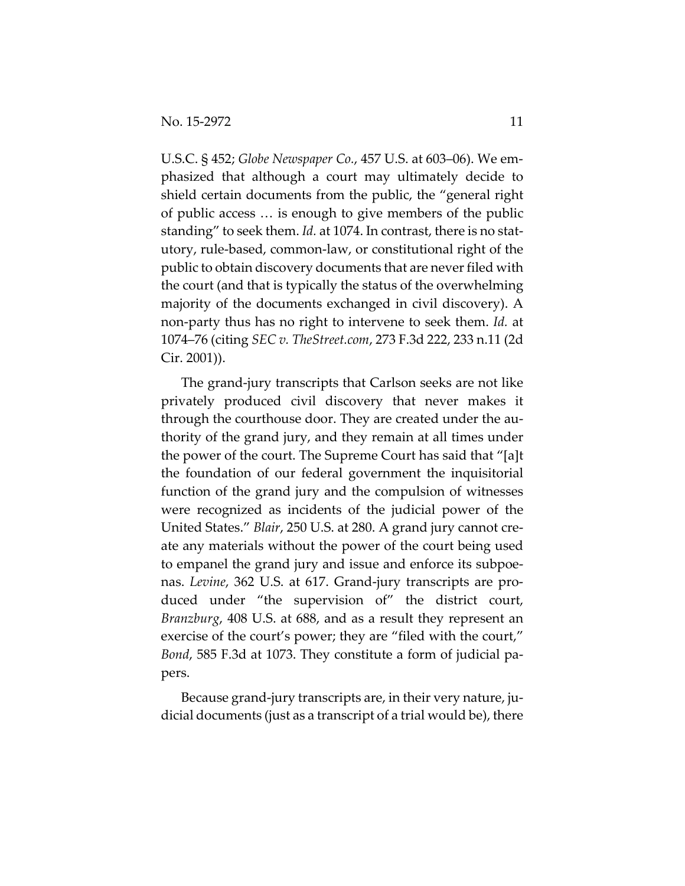U.S.C. § 452; *Globe Newspaper Co.*, 457 U.S. at 603–06). We emphasized that although a court may ultimately decide to shield certain documents from the public, the "general right of public access … is enough to give members of the public standing" to seek them. *Id.* at 1074. In contrast, there is no statutory, rule-based, common-law, or constitutional right of the public to obtain discovery documents that are never filed with the court (and that is typically the status of the overwhelming majority of the documents exchanged in civil discovery). A non-party thus has no right to intervene to seek them. *Id.* at 1074–76 (citing *SEC v. TheStreet.com*, 273 F.3d 222, 233 n.11 (2d Cir. 2001)).

The grand-jury transcripts that Carlson seeks are not like privately produced civil discovery that never makes it through the courthouse door. They are created under the authority of the grand jury, and they remain at all times under the power of the court. The Supreme Court has said that "[a]t the foundation of our federal government the inquisitorial function of the grand jury and the compulsion of witnesses were recognized as incidents of the judicial power of the United States." *Blair*, 250 U.S. at 280. A grand jury cannot create any materials without the power of the court being used to empanel the grand jury and issue and enforce its subpoenas. *Levine*, 362 U.S. at 617. Grand-jury transcripts are produced under "the supervision of" the district court, *Branzburg*, 408 U.S. at 688, and as a result they represent an exercise of the court's power; they are "filed with the court," *Bond*, 585 F.3d at 1073. They constitute a form of judicial papers.

Because grand-jury transcripts are, in their very nature, judicial documents (just as a transcript of a trial would be), there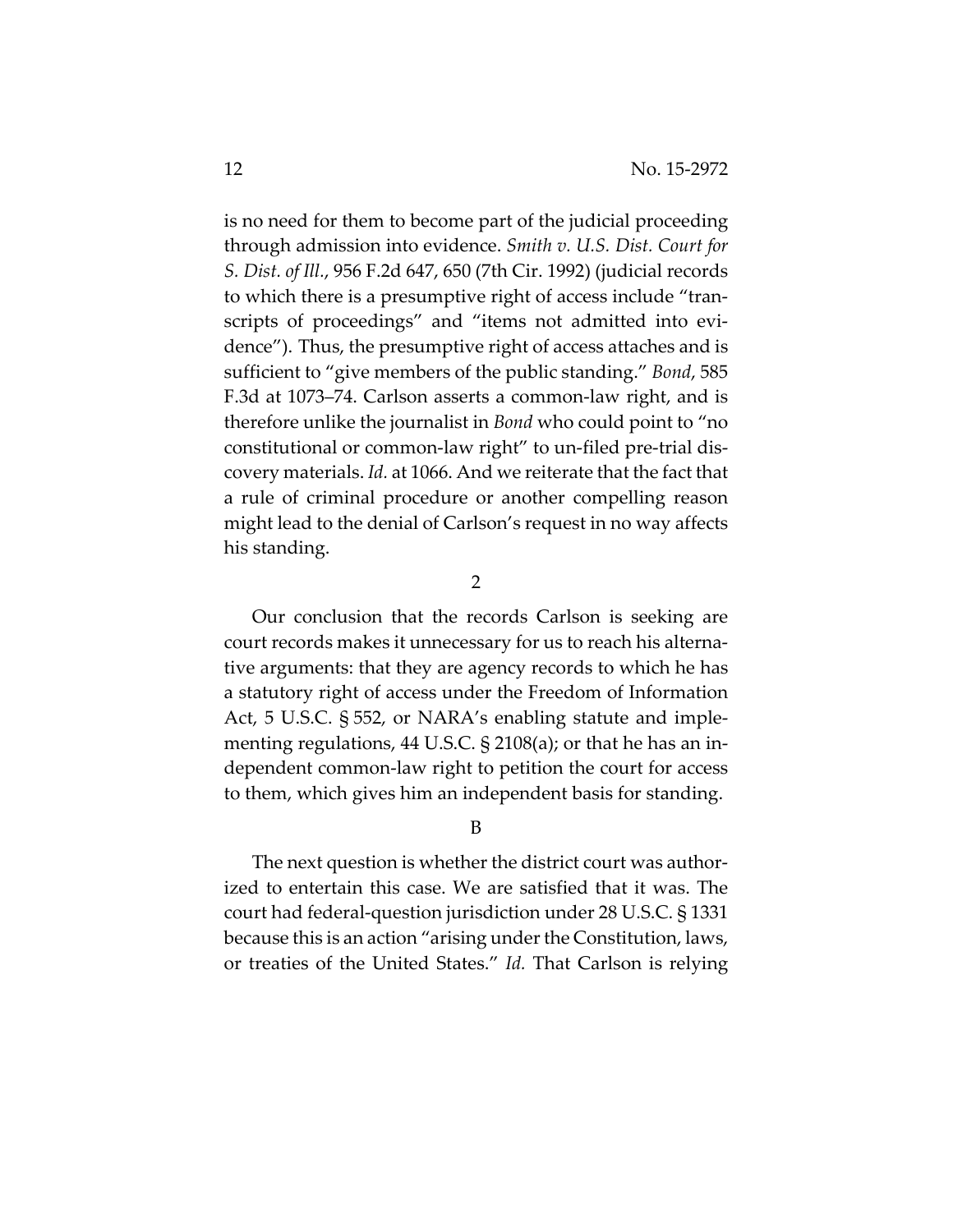is no need for them to become part of the judicial proceeding through admission into evidence. *Smith v. U.S. Dist. Court for S. Dist. of Ill.*, 956 F.2d 647, 650 (7th Cir. 1992) (judicial records to which there is a presumptive right of access include "transcripts of proceedings" and "items not admitted into evidence"). Thus, the presumptive right of access attaches and is sufficient to "give members of the public standing." *Bond*, 585 F.3d at 1073–74. Carlson asserts a common-law right, and is therefore unlike the journalist in *Bond* who could point to "no constitutional or common-law right" to un-filed pre-trial discovery materials. *Id.* at 1066. And we reiterate that the fact that a rule of criminal procedure or another compelling reason might lead to the denial of Carlson's request in no way affects his standing.

2

Our conclusion that the records Carlson is seeking are court records makes it unnecessary for us to reach his alternative arguments: that they are agency records to which he has a statutory right of access under the Freedom of Information Act, 5 U.S.C. § 552, or NARA's enabling statute and implementing regulations, 44 U.S.C. § 2108(a); or that he has an independent common-law right to petition the court for access to them, which gives him an independent basis for standing.

B

The next question is whether the district court was authorized to entertain this case. We are satisfied that it was. The court had federal-question jurisdiction under 28 U.S.C. § 1331 because this is an action "arising under the Constitution, laws, or treaties of the United States." *Id.* That Carlson is relying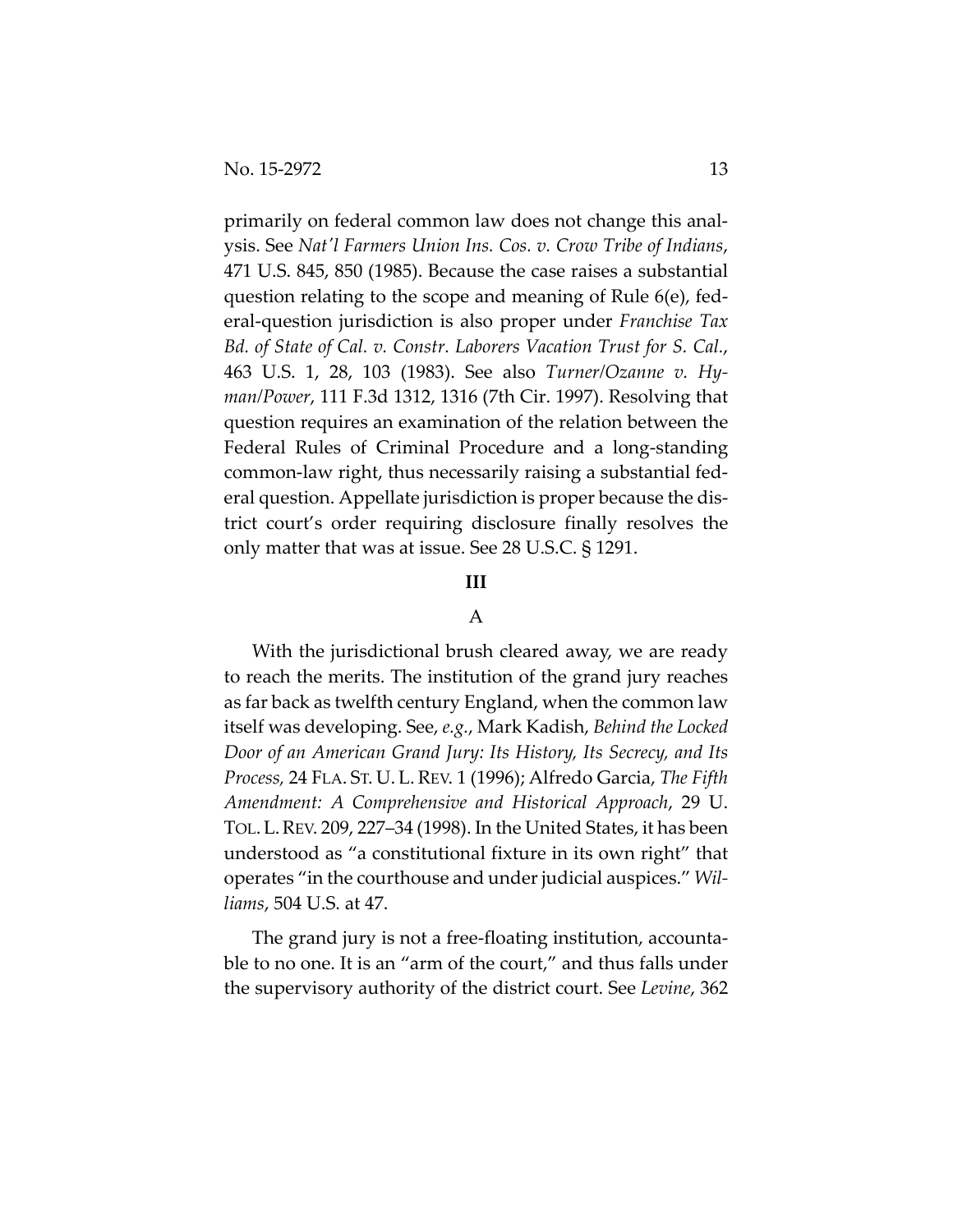primarily on federal common law does not change this analysis. See *Nat'l Farmers Union Ins. Cos. v. Crow Tribe of Indians*, 471 U.S. 845, 850 (1985). Because the case raises a substantial question relating to the scope and meaning of Rule 6(e), federal-question jurisdiction is also proper under *Franchise Tax Bd. of State of Cal. v. Constr. Laborers Vacation Trust for S. Cal.*, 463 U.S. 1, 28, 103 (1983). See also *Turner/Ozanne v. Hyman/Power*, 111 F.3d 1312, 1316 (7th Cir. 1997). Resolving that question requires an examination of the relation between the Federal Rules of Criminal Procedure and a long-standing common-law right, thus necessarily raising a substantial federal question. Appellate jurisdiction is proper because the district court's order requiring disclosure finally resolves the only matter that was at issue. See 28 U.S.C. § 1291.

## III

### A

With the jurisdictional brush cleared away, we are ready to reach the merits. The institution of the grand jury reaches as far back as twelfth century England, when the common law itself was developing. See, *e.g.*, Mark Kadish, *Behind the Locked Door of an American Grand Jury: Its History, Its Secrecy, and Its Process*, 24 FLA. ST. U. L. REV. 1 (1996); Alfredo Garcia, *The Fifth Amendment: A Comprehensive and Historical Approach*, 29 U. TOL. L. REV. 209, 227–34 (1998). In the United States, it has been understood as "a constitutional fixture in its own right" that operates "in the courthouse and under judicial auspices." *Williams*, 504 U.S. at 47.

The grand jury is not a free-floating institution, accountable to no one. It is an "arm of the court," and thus falls under the supervisory authority of the district court. See *Levine*, 362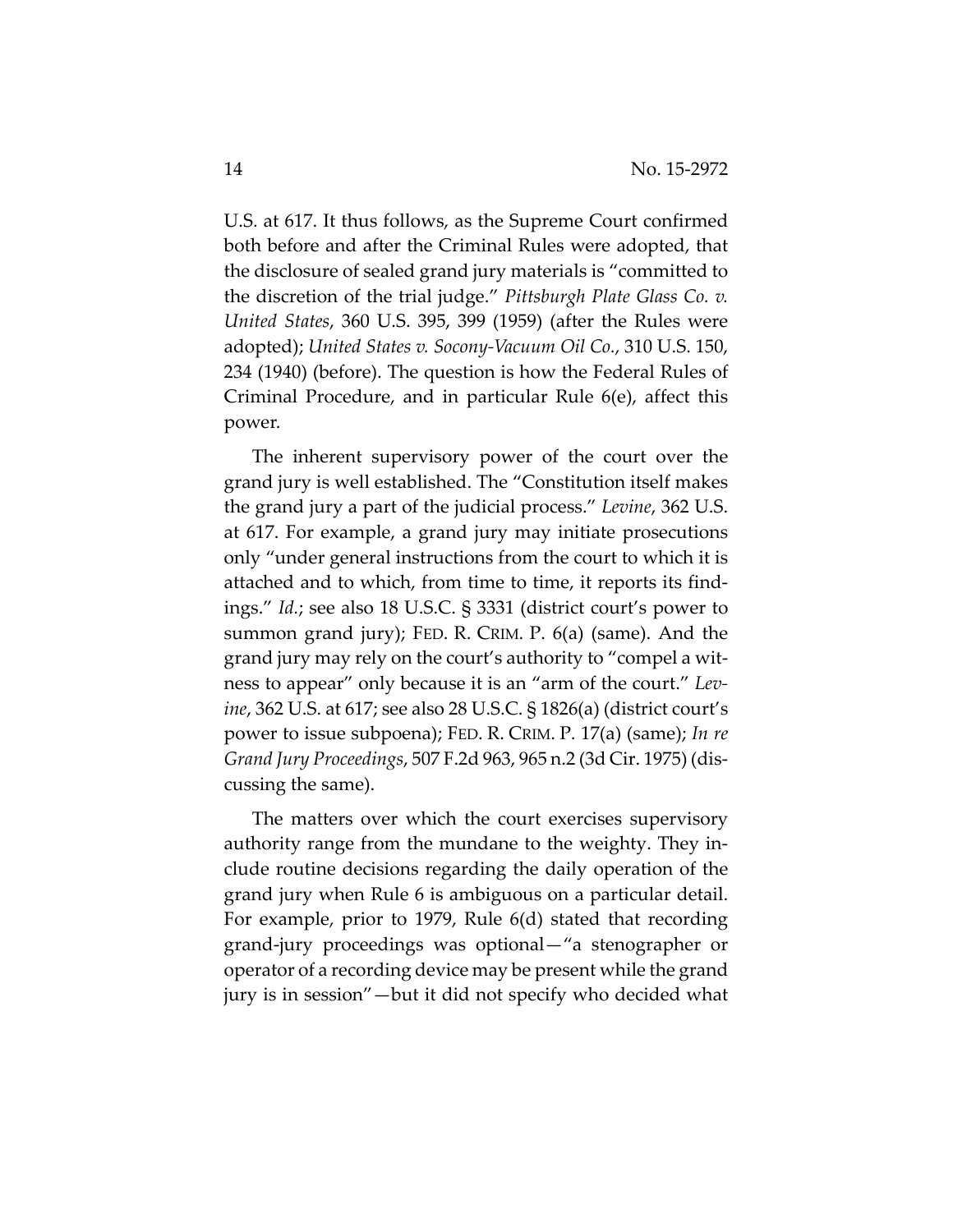U.S. at 617. It thus follows, as the Supreme Court confirmed both before and after the Criminal Rules were adopted, that the disclosure of sealed grand jury materials is "committed to the discretion of the trial judge." *Pittsburgh Plate Glass Co. v. United States*, 360 U.S. 395, 399 (1959) (after the Rules were adopted); *United States v. Socony-Vacuum Oil Co.*, 310 U.S. 150, 234 (1940) (before). The question is how the Federal Rules of Criminal Procedure, and in particular Rule 6(e), affect this power.

The inherent supervisory power of the court over the grand jury is well established. The "Constitution itself makes the grand jury a part of the judicial process." *Levine*, 362 U.S. at 617. For example, a grand jury may initiate prosecutions only "under general instructions from the court to which it is attached and to which, from time to time, it reports its findings." *Id.*; see also 18 U.S.C. § 3331 (district court's power to summon grand jury); FED. R. CRIM. P. 6(a) (same). And the grand jury may rely on the court's authority to "compel a witness to appear" only because it is an "arm of the court." *Levine*, 362 U.S. at 617; see also 28 U.S.C. § 1826(a) (district court's power to issue subpoena); FED. R. CRIM. P. 17(a) (same); *In re Grand Jury Proceedings*, 507 F.2d 963, 965 n.2 (3d Cir. 1975) (discussing the same).

The matters over which the court exercises supervisory authority range from the mundane to the weighty. They include routine decisions regarding the daily operation of the grand jury when Rule 6 is ambiguous on a particular detail. For example, prior to 1979, Rule 6(d) stated that recording grand-jury proceedings was optional—"a stenographer or operator of a recording device may be present while the grand jury is in session"—but it did not specify who decided what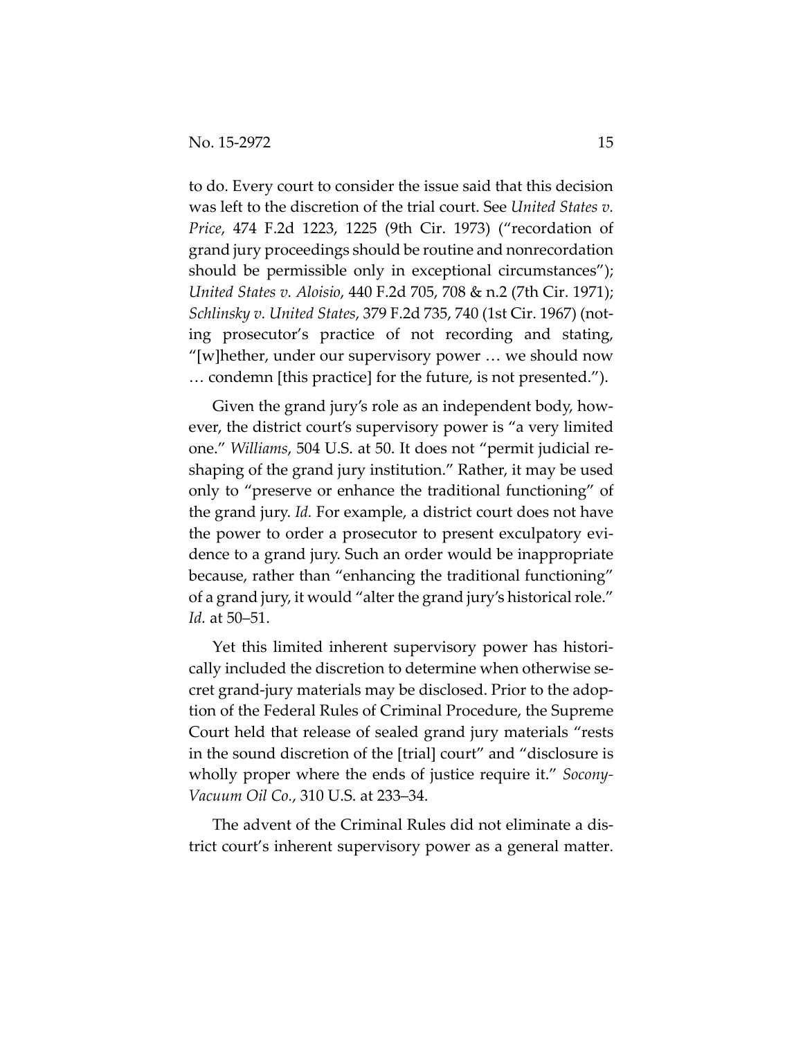to do. Every court to consider the issue said that this decision was left to the discretion of the trial court. See *United States v. Price*, 474 F.2d 1223, 1225 (9th Cir. 1973) ("recordation of grand jury proceedings should be routine and nonrecordation should be permissible only in exceptional circumstances"); *United States v. Aloisio*, 440 F.2d 705, 708 & n.2 (7th Cir. 1971); *Schlinsky v. United States*, 379 F.2d 735, 740 (1st Cir. 1967) (noting prosecutor's practice of not recording and stating, "[w]hether, under our supervisory power … we should now … condemn [this practice] for the future, is not presented.").

Given the grand jury's role as an independent body, however, the district court's supervisory power is "a very limited one." *Williams*, 504 U.S. at 50. It does not "permit judicial reshaping of the grand jury institution." Rather, it may be used only to "preserve or enhance the traditional functioning" of the grand jury. *Id.* For example, a district court does not have the power to order a prosecutor to present exculpatory evidence to a grand jury. Such an order would be inappropriate because, rather than "enhancing the traditional functioning" of a grand jury, it would "alter the grand jury's historical role." *Id.* at 50–51.

Yet this limited inherent supervisory power has historically included the discretion to determine when otherwise secret grand-jury materials may be disclosed. Prior to the adoption of the Federal Rules of Criminal Procedure, the Supreme Court held that release of sealed grand jury materials "rests in the sound discretion of the [trial] court" and "disclosure is wholly proper where the ends of justice require it." *Socony-Vacuum Oil Co.*, 310 U.S. at 233–34.

The advent of the Criminal Rules did not eliminate a district court's inherent supervisory power as a general matter.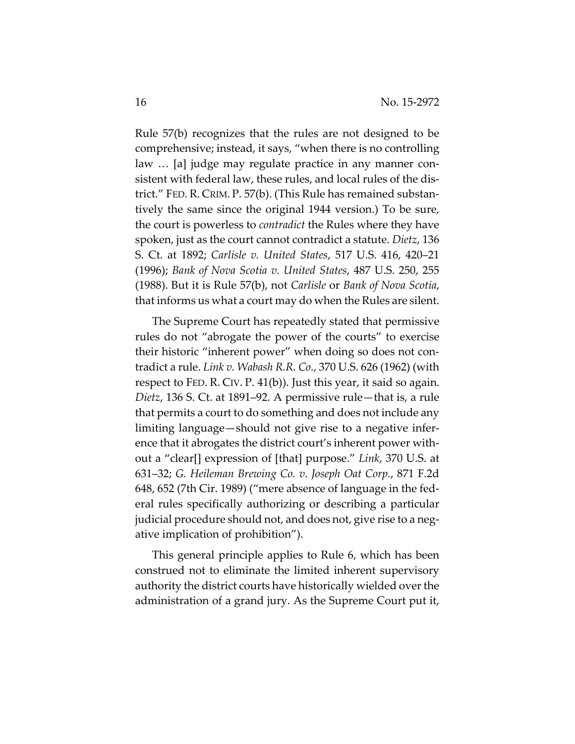Rule 57(b) recognizes that the rules are not designed to be comprehensive; instead, it says, "when there is no controlling law … [a] judge may regulate practice in any manner consistent with federal law, these rules, and local rules of the district." FED. R. CRIM. P. 57(b). (This Rule has remained substantively the same since the original 1944 version.) To be sure, the court is powerless to *contradict* the Rules where they have spoken, just as the court cannot contradict a statute. *Dietz*, 136 S. Ct. at 1892; *Carlisle v. United States*, 517 U.S. 416, 420–21 (1996); *Bank of Nova Scotia v. United States*, 487 U.S. 250, 255 (1988). But it is Rule 57(b), not *Carlisle* or *Bank of Nova Scotia*, that informs us what a court may do when the Rules are silent.

The Supreme Court has repeatedly stated that permissive rules do not "abrogate the power of the courts" to exercise their historic "inherent power" when doing so does not contradict a rule. *Link v. Wabash R.R. Co.*, 370 U.S. 626 (1962) (with respect to FED. R. CIV. P. 41(b)). Just this year, it said so again. *Dietz*, 136 S. Ct. at 1891–92. A permissive rule—that is, a rule that permits a court to do something and does not include any limiting language—should not give rise to a negative inference that it abrogates the district court's inherent power without a "clear[] expression of [that] purpose." *Link*, 370 U.S. at 631–32; *G. Heileman Brewing Co. v. Joseph Oat Corp.*, 871 F.2d 648, 652 (7th Cir. 1989) ("mere absence of language in the federal rules specifically authorizing or describing a particular judicial procedure should not, and does not, give rise to a negative implication of prohibition").

This general principle applies to Rule 6, which has been construed not to eliminate the limited inherent supervisory authority the district courts have historically wielded over the administration of a grand jury. As the Supreme Court put it,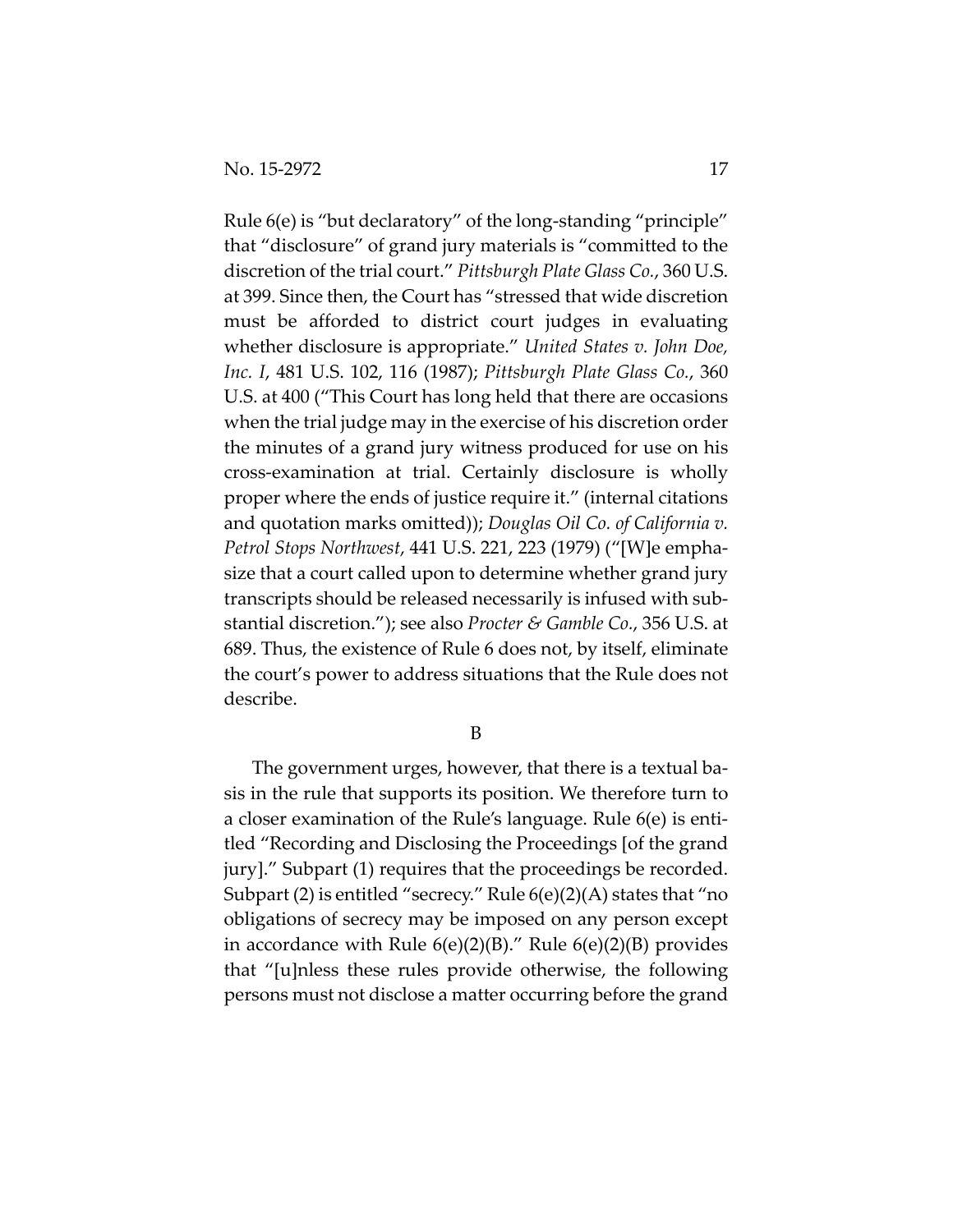Rule 6(e) is "but declaratory" of the long-standing "principle" that "disclosure" of grand jury materials is "committed to the discretion of the trial court." *Pittsburgh Plate Glass Co.*, 360 U.S. at 399. Since then, the Court has "stressed that wide discretion must be afforded to district court judges in evaluating whether disclosure is appropriate." *United States v. John Doe, Inc. I*, 481 U.S. 102, 116 (1987); *Pittsburgh Plate Glass Co.*, 360 U.S. at 400 ("This Court has long held that there are occasions when the trial judge may in the exercise of his discretion order the minutes of a grand jury witness produced for use on his cross-examination at trial. Certainly disclosure is wholly proper where the ends of justice require it." (internal citations and quotation marks omitted)); *Douglas Oil Co. of California v. Petrol Stops Northwest*, 441 U.S. 221, 223 (1979) ("[W]e emphasize that a court called upon to determine whether grand jury transcripts should be released necessarily is infused with substantial discretion."); see also *Procter & Gamble Co.*, 356 U.S. at 689. Thus, the existence of Rule 6 does not, by itself, eliminate the court's power to address situations that the Rule does not describe.

B

The government urges, however, that there is a textual basis in the rule that supports its position. We therefore turn to a closer examination of the Rule's language. Rule 6(e) is entitled "Recording and Disclosing the Proceedings [of the grand jury]." Subpart (1) requires that the proceedings be recorded. Subpart (2) is entitled "secrecy." Rule 6(e)(2)(A) states that "no obligations of secrecy may be imposed on any person except in accordance with Rule 6(e)(2)(B)." Rule 6(e)(2)(B) provides that "[u]nless these rules provide otherwise, the following persons must not disclose a matter occurring before the grand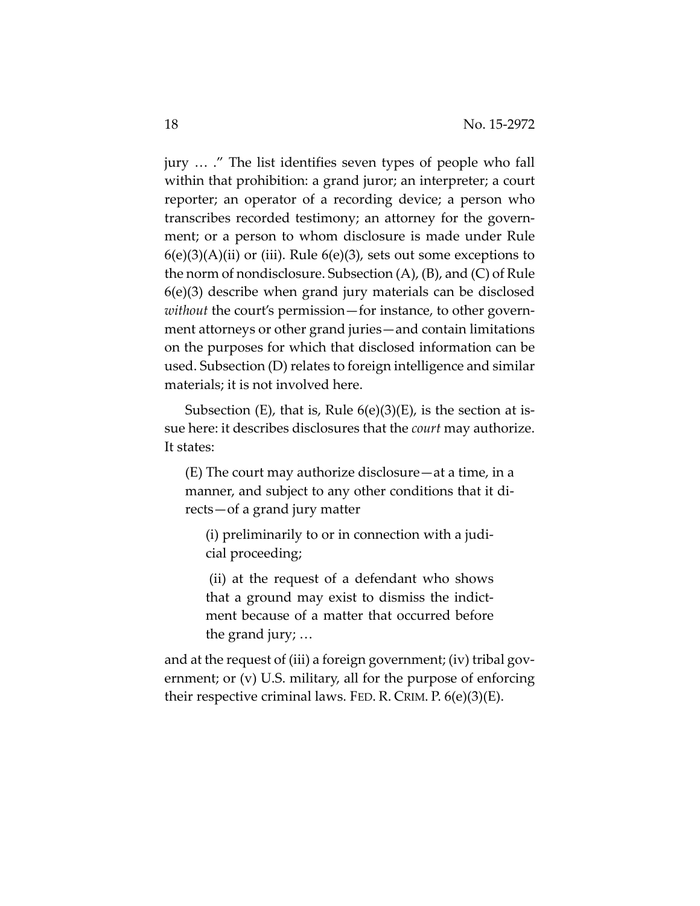jury … ." The list identifies seven types of people who fall within that prohibition: a grand juror; an interpreter; a court reporter; an operator of a recording device; a person who transcribes recorded testimony; an attorney for the government; or a person to whom disclosure is made under Rule 6(e)(3)(A)(ii) or (iii). Rule 6(e)(3), sets out some exceptions to the norm of nondisclosure. Subsection (A), (B), and (C) of Rule 6(e)(3) describe when grand jury materials can be disclosed *without* the court's permission—for instance, to other government attorneys or other grand juries—and contain limitations on the purposes for which that disclosed information can be used. Subsection (D) relates to foreign intelligence and similar materials; it is not involved here.

Subsection (E), that is, Rule 6(e)(3)(E), is the section at issue here: it describes disclosures that the *court* may authorize. It states:

> (E) The court may authorize disclosure—at a time, in a manner, and subject to any other conditions that it directs—of a grand jury matter
>
> > (i) preliminarily to or in connection with a judicial proceeding;
> >
> > (ii) at the request of a defendant who shows that a ground may exist to dismiss the indictment because of a matter that occurred before the grand jury; …

and at the request of (iii) a foreign government; (iv) tribal government; or (v) U.S. military, all for the purpose of enforcing their respective criminal laws. FED. R. CRIM. P. 6(e)(3)(E).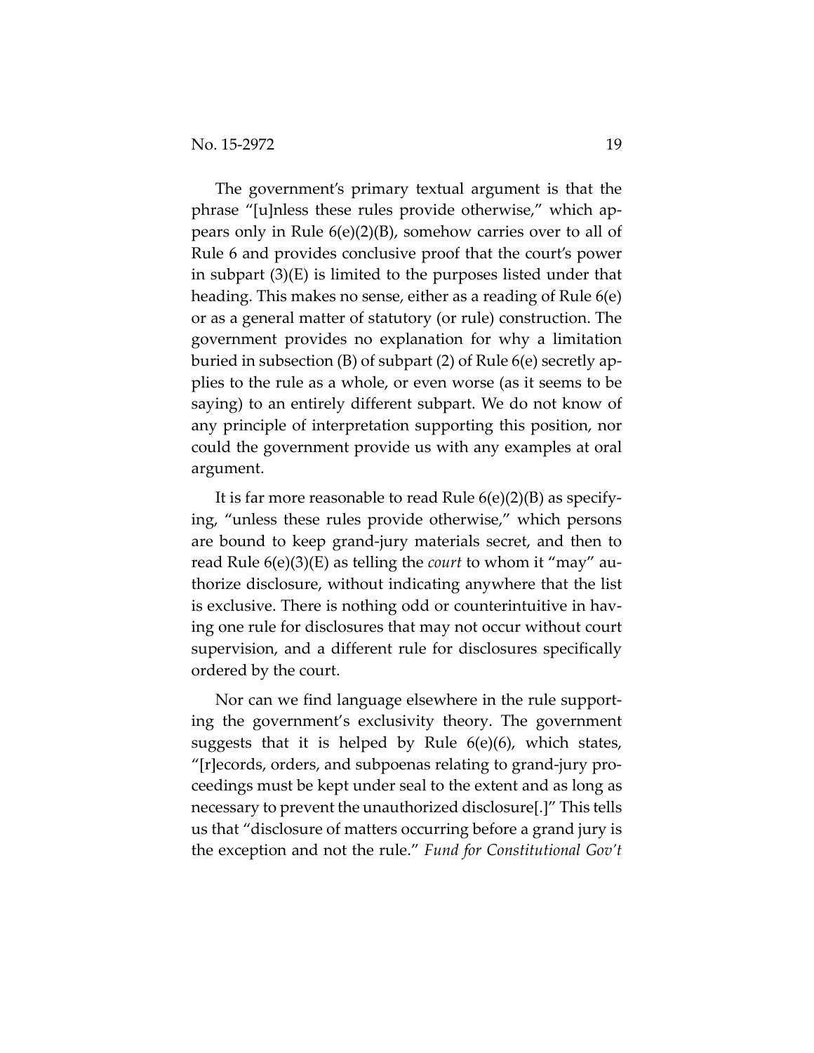The government's primary textual argument is that the phrase "[u]nless these rules provide otherwise," which appears only in Rule 6(e)(2)(B), somehow carries over to all of Rule 6 and provides conclusive proof that the court's power in subpart (3)(E) is limited to the purposes listed under that heading. This makes no sense, either as a reading of Rule 6(e) or as a general matter of statutory (or rule) construction. The government provides no explanation for why a limitation buried in subsection (B) of subpart (2) of Rule 6(e) secretly applies to the rule as a whole, or even worse (as it seems to be saying) to an entirely different subpart. We do not know of any principle of interpretation supporting this position, nor could the government provide us with any examples at oral argument.

It is far more reasonable to read Rule 6(e)(2)(B) as specifying, "unless these rules provide otherwise," which persons are bound to keep grand-jury materials secret, and then to read Rule 6(e)(3)(E) as telling the *court* to whom it "may" authorize disclosure, without indicating anywhere that the list is exclusive. There is nothing odd or counterintuitive in having one rule for disclosures that may not occur without court supervision, and a different rule for disclosures specifically ordered by the court.

Nor can we find language elsewhere in the rule supporting the government's exclusivity theory. The government suggests that it is helped by Rule 6(e)(6), which states, "[r]ecords, orders, and subpoenas relating to grand-jury proceedings must be kept under seal to the extent and as long as necessary to prevent the unauthorized disclosure[.]" This tells us that "disclosure of matters occurring before a grand jury is the exception and not the rule." *Fund for Constitutional Gov't*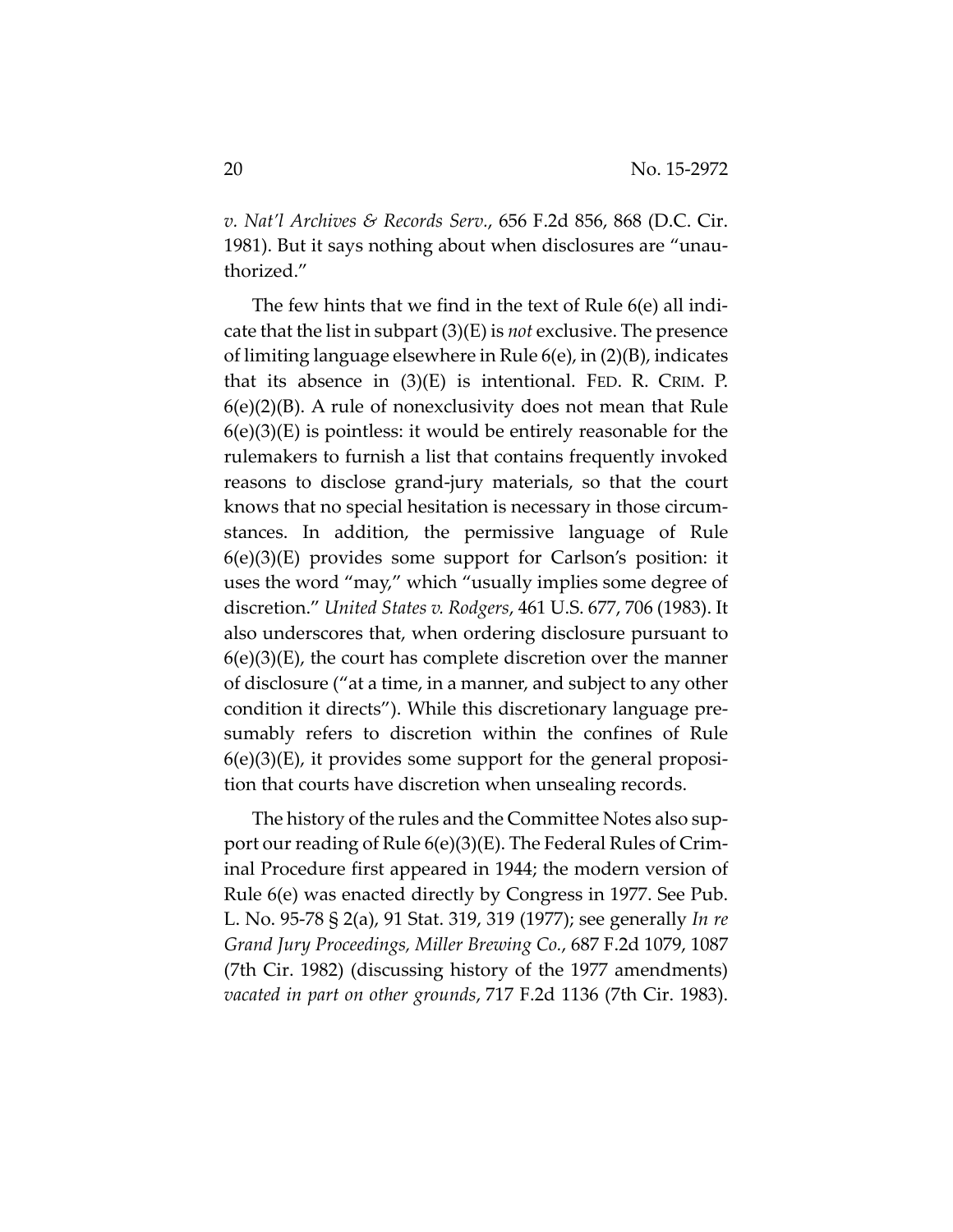*v. Nat'l Archives & Records Serv.*, 656 F.2d 856, 868 (D.C. Cir. 1981). But it says nothing about when disclosures are "unauthorized."

The few hints that we find in the text of Rule 6(e) all indicate that the list in subpart (3)(E) is *not* exclusive. The presence of limiting language elsewhere in Rule 6(e), in (2)(B), indicates that its absence in (3)(E) is intentional. FED. R. CRIM. P. 6(e)(2)(B). A rule of nonexclusivity does not mean that Rule 6(e)(3)(E) is pointless: it would be entirely reasonable for the rulemakers to furnish a list that contains frequently invoked reasons to disclose grand-jury materials, so that the court knows that no special hesitation is necessary in those circumstances. In addition, the permissive language of Rule 6(e)(3)(E) provides some support for Carlson's position: it uses the word "may," which "usually implies some degree of discretion." *United States v. Rodgers*, 461 U.S. 677, 706 (1983). It also underscores that, when ordering disclosure pursuant to 6(e)(3)(E), the court has complete discretion over the manner of disclosure ("at a time, in a manner, and subject to any other condition it directs"). While this discretionary language presumably refers to discretion within the confines of Rule 6(e)(3)(E), it provides some support for the general proposition that courts have discretion when unsealing records.

The history of the rules and the Committee Notes also support our reading of Rule 6(e)(3)(E). The Federal Rules of Criminal Procedure first appeared in 1944; the modern version of Rule 6(e) was enacted directly by Congress in 1977. See Pub. L. No. 95-78 § 2(a), 91 Stat. 319, 319 (1977); see generally *In re Grand Jury Proceedings, Miller Brewing Co.*, 687 F.2d 1079, 1087 (7th Cir. 1982) (discussing history of the 1977 amendments) *vacated in part on other grounds*, 717 F.2d 1136 (7th Cir. 1983).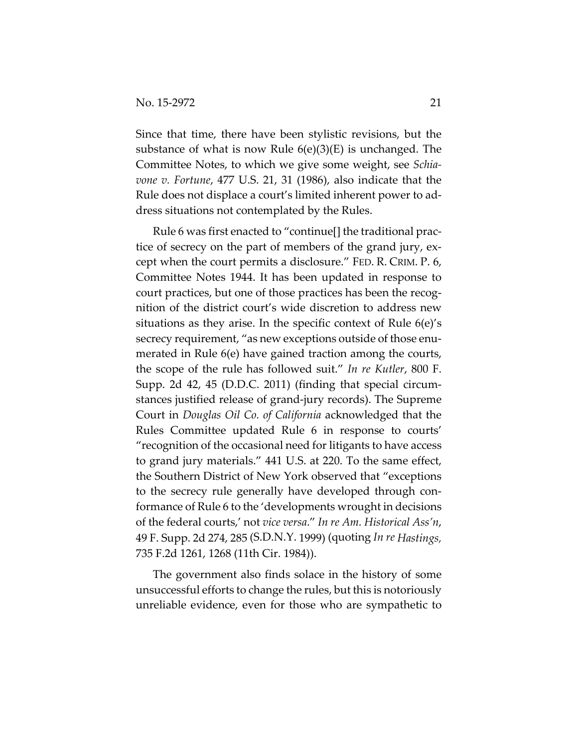Since that time, there have been stylistic revisions, but the substance of what is now Rule 6(e)(3)(E) is unchanged. The Committee Notes, to which we give some weight, see *Schiavone v. Fortune*, 477 U.S. 21, 31 (1986), also indicate that the Rule does not displace a court's limited inherent power to address situations not contemplated by the Rules.

Rule 6 was first enacted to "continue[] the traditional practice of secrecy on the part of members of the grand jury, except when the court permits a disclosure." FED. R. CRIM. P. 6, Committee Notes 1944. It has been updated in response to court practices, but one of those practices has been the recognition of the district court's wide discretion to address new situations as they arise. In the specific context of Rule 6(e)'s secrecy requirement, "as new exceptions outside of those enumerated in Rule 6(e) have gained traction among the courts, the scope of the rule has followed suit." *In re Kutler*, 800 F. Supp. 2d 42, 45 (D.D.C. 2011) (finding that special circumstances justified release of grand-jury records). The Supreme Court in *Douglas Oil Co. of California* acknowledged that the Rules Committee updated Rule 6 in response to courts' "recognition of the occasional need for litigants to have access to grand jury materials." 441 U.S. at 220. To the same effect, the Southern District of New York observed that "exceptions to the secrecy rule generally have developed through conformance of Rule 6 to the 'developments wrought in decisions of the federal courts,' not *vice versa*." *In re Am. Historical Ass'n*, 49 F. Supp. 2d 274, 285 (S.D.N.Y. 1999) (quoting *In re Hastings,* 735 F.2d 1261, 1268 (11th Cir. 1984)).

The government also finds solace in the history of some unsuccessful efforts to change the rules, but this is notoriously unreliable evidence, even for those who are sympathetic to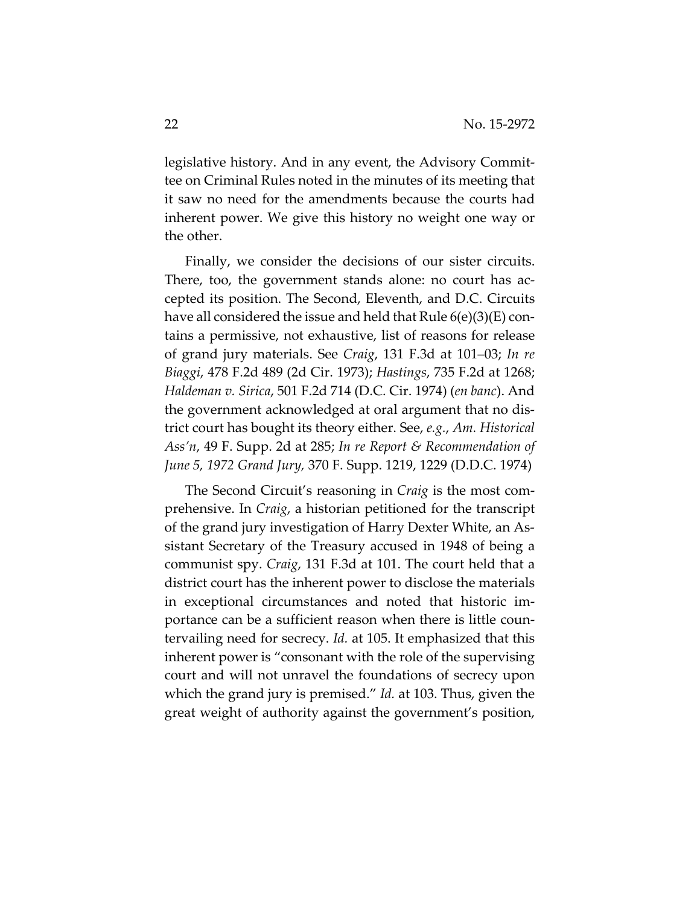legislative history. And in any event, the Advisory Committee on Criminal Rules noted in the minutes of its meeting that it saw no need for the amendments because the courts had inherent power. We give this history no weight one way or the other.

Finally, we consider the decisions of our sister circuits. There, too, the government stands alone: no court has accepted its position. The Second, Eleventh, and D.C. Circuits have all considered the issue and held that Rule 6(e)(3)(E) contains a permissive, not exhaustive, list of reasons for release of grand jury materials. See *Craig*, 131 F.3d at 101–03; *In re Biaggi*, 478 F.2d 489 (2d Cir. 1973); *Hastings*, 735 F.2d at 1268; *Haldeman v. Sirica*, 501 F.2d 714 (D.C. Cir. 1974) (*en banc*). And the government acknowledged at oral argument that no district court has bought its theory either. See, *e.g.*, *Am. Historical Ass'n*, 49 F. Supp. 2d at 285; *In re Report & Recommendation of June 5, 1972 Grand Jury,* 370 F. Supp. 1219, 1229 (D.D.C. 1974)

The Second Circuit's reasoning in *Craig* is the most comprehensive. In *Craig*, a historian petitioned for the transcript of the grand jury investigation of Harry Dexter White, an Assistant Secretary of the Treasury accused in 1948 of being a communist spy. *Craig*, 131 F.3d at 101. The court held that a district court has the inherent power to disclose the materials in exceptional circumstances and noted that historic importance can be a sufficient reason when there is little countervailing need for secrecy. *Id.* at 105. It emphasized that this inherent power is "consonant with the role of the supervising court and will not unravel the foundations of secrecy upon which the grand jury is premised." *Id.* at 103. Thus, given the great weight of authority against the government's position,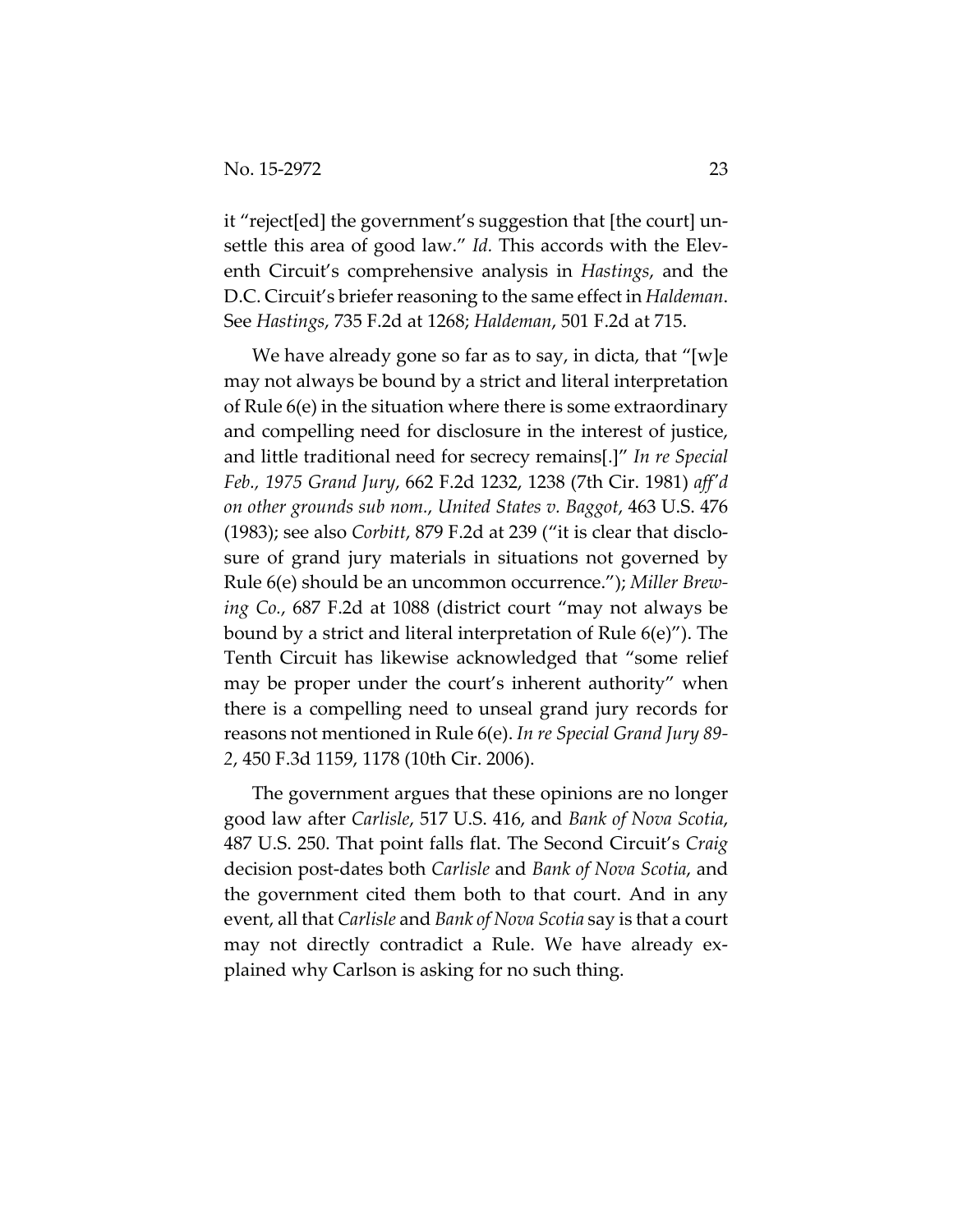it "reject[ed] the government's suggestion that [the court] unsettle this area of good law." *Id.* This accords with the Eleventh Circuit's comprehensive analysis in *Hastings*, and the D.C. Circuit's briefer reasoning to the same effect in *Haldeman*. See *Hastings*, 735 F.2d at 1268; *Haldeman*, 501 F.2d at 715.

We have already gone so far as to say, in dicta, that "[w]e may not always be bound by a strict and literal interpretation of Rule 6(e) in the situation where there is some extraordinary and compelling need for disclosure in the interest of justice, and little traditional need for secrecy remains[.]" *In re Special Feb., 1975 Grand Jury*, 662 F.2d 1232, 1238 (7th Cir. 1981) *aff'd on other grounds sub nom.*, *United States v. Baggot*, 463 U.S. 476 (1983); see also *Corbitt*, 879 F.2d at 239 ("it is clear that disclosure of grand jury materials in situations not governed by Rule 6(e) should be an uncommon occurrence."); *Miller Brewing Co.*, 687 F.2d at 1088 (district court "may not always be bound by a strict and literal interpretation of Rule 6(e)"). The Tenth Circuit has likewise acknowledged that "some relief may be proper under the court's inherent authority" when there is a compelling need to unseal grand jury records for reasons not mentioned in Rule 6(e). *In re Special Grand Jury 89-2*, 450 F.3d 1159, 1178 (10th Cir. 2006).

The government argues that these opinions are no longer good law after *Carlisle*, 517 U.S. 416, and *Bank of Nova Scotia*, 487 U.S. 250. That point falls flat. The Second Circuit's *Craig* decision post-dates both *Carlisle* and *Bank of Nova Scotia*, and the government cited them both to that court. And in any event, all that *Carlisle* and *Bank of Nova Scotia* say is that a court may not directly contradict a Rule. We have already explained why Carlson is asking for no such thing.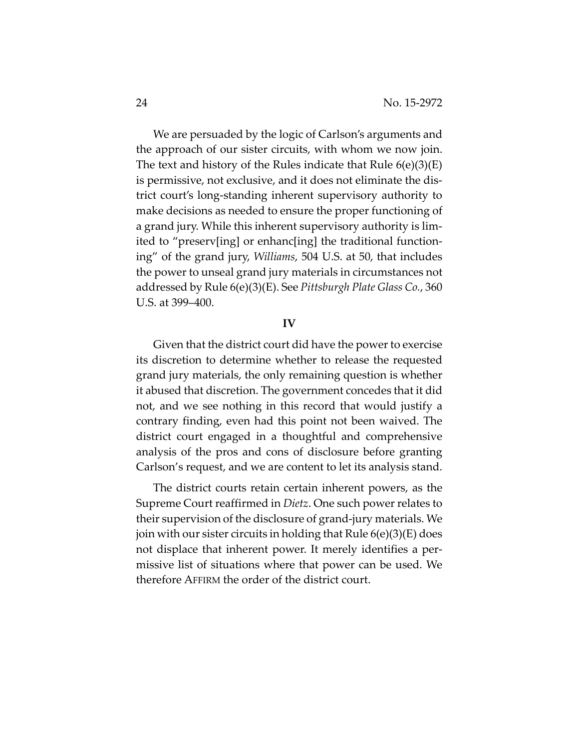We are persuaded by the logic of Carlson's arguments and the approach of our sister circuits, with whom we now join. The text and history of the Rules indicate that Rule 6(e)(3)(E) is permissive, not exclusive, and it does not eliminate the district court's long-standing inherent supervisory authority to make decisions as needed to ensure the proper functioning of a grand jury. While this inherent supervisory authority is limited to "preserv[ing] or enhanc[ing] the traditional functioning" of the grand jury, *Williams*, 504 U.S. at 50, that includes the power to unseal grand jury materials in circumstances not addressed by Rule 6(e)(3)(E). See *Pittsburgh Plate Glass Co.*, 360 U.S. at 399–400.

## IV

Given that the district court did have the power to exercise its discretion to determine whether to release the requested grand jury materials, the only remaining question is whether it abused that discretion. The government concedes that it did not, and we see nothing in this record that would justify a contrary finding, even had this point not been waived. The district court engaged in a thoughtful and comprehensive analysis of the pros and cons of disclosure before granting Carlson's request, and we are content to let its analysis stand.

The district courts retain certain inherent powers, as the Supreme Court reaffirmed in *Dietz*. One such power relates to their supervision of the disclosure of grand-jury materials. We join with our sister circuits in holding that Rule 6(e)(3)(E) does not displace that inherent power. It merely identifies a permissive list of situations where that power can be used. We therefore AFFIRM the order of the district court.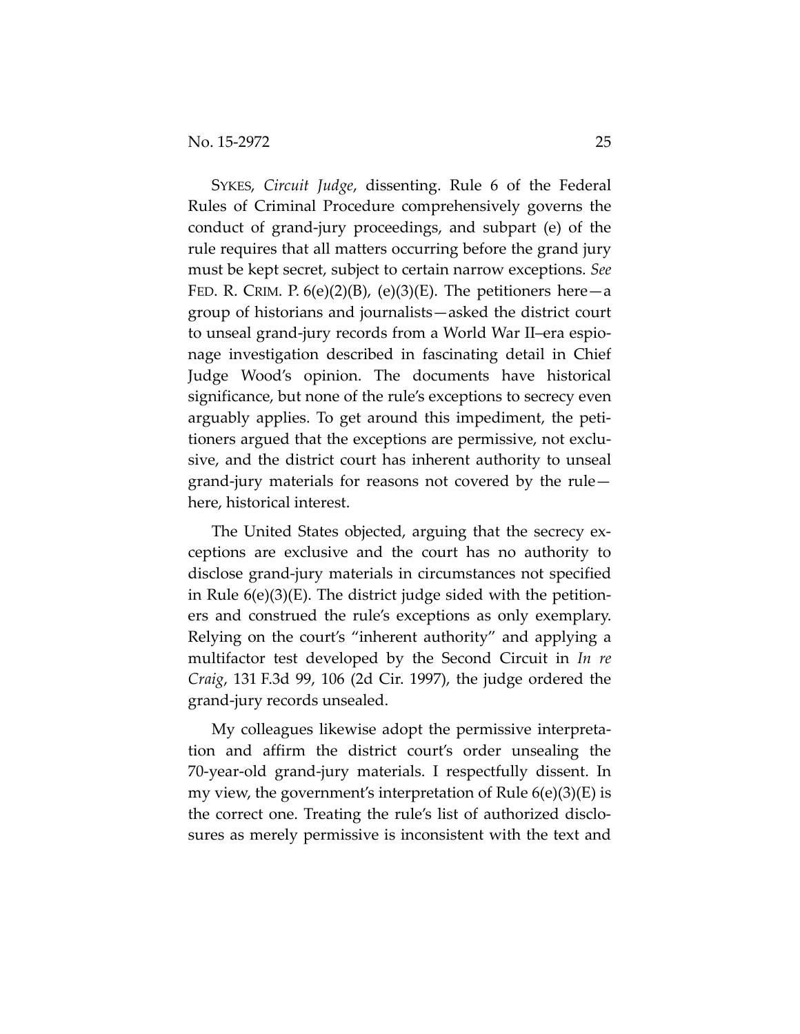SYKES, *Circuit Judge*, dissenting. Rule 6 of the Federal Rules of Criminal Procedure comprehensively governs the conduct of grand-jury proceedings, and subpart (e) of the rule requires that all matters occurring before the grand jury must be kept secret, subject to certain narrow exceptions. *See* FED. R. CRIM. P. 6(e)(2)(B), (e)(3)(E). The petitioners here—a group of historians and journalists—asked the district court to unseal grand-jury records from a World War II–era espionage investigation described in fascinating detail in Chief Judge Wood's opinion. The documents have historical significance, but none of the rule's exceptions to secrecy even arguably applies. To get around this impediment, the petitioners argued that the exceptions are permissive, not exclusive, and the district court has inherent authority to unseal grand-jury materials for reasons not covered by the rule—here, historical interest.

The United States objected, arguing that the secrecy exceptions are exclusive and the court has no authority to disclose grand-jury materials in circumstances not specified in Rule 6(e)(3)(E). The district judge sided with the petitioners and construed the rule's exceptions as only exemplary. Relying on the court's "inherent authority" and applying a multifactor test developed by the Second Circuit in *In re Craig*, 131 F.3d 99, 106 (2d Cir. 1997), the judge ordered the grand-jury records unsealed.

My colleagues likewise adopt the permissive interpretation and affirm the district court's order unsealing the 70-year-old grand-jury materials. I respectfully dissent. In my view, the government's interpretation of Rule 6(e)(3)(E) is the correct one. Treating the rule's list of authorized disclosures as merely permissive is inconsistent with the text and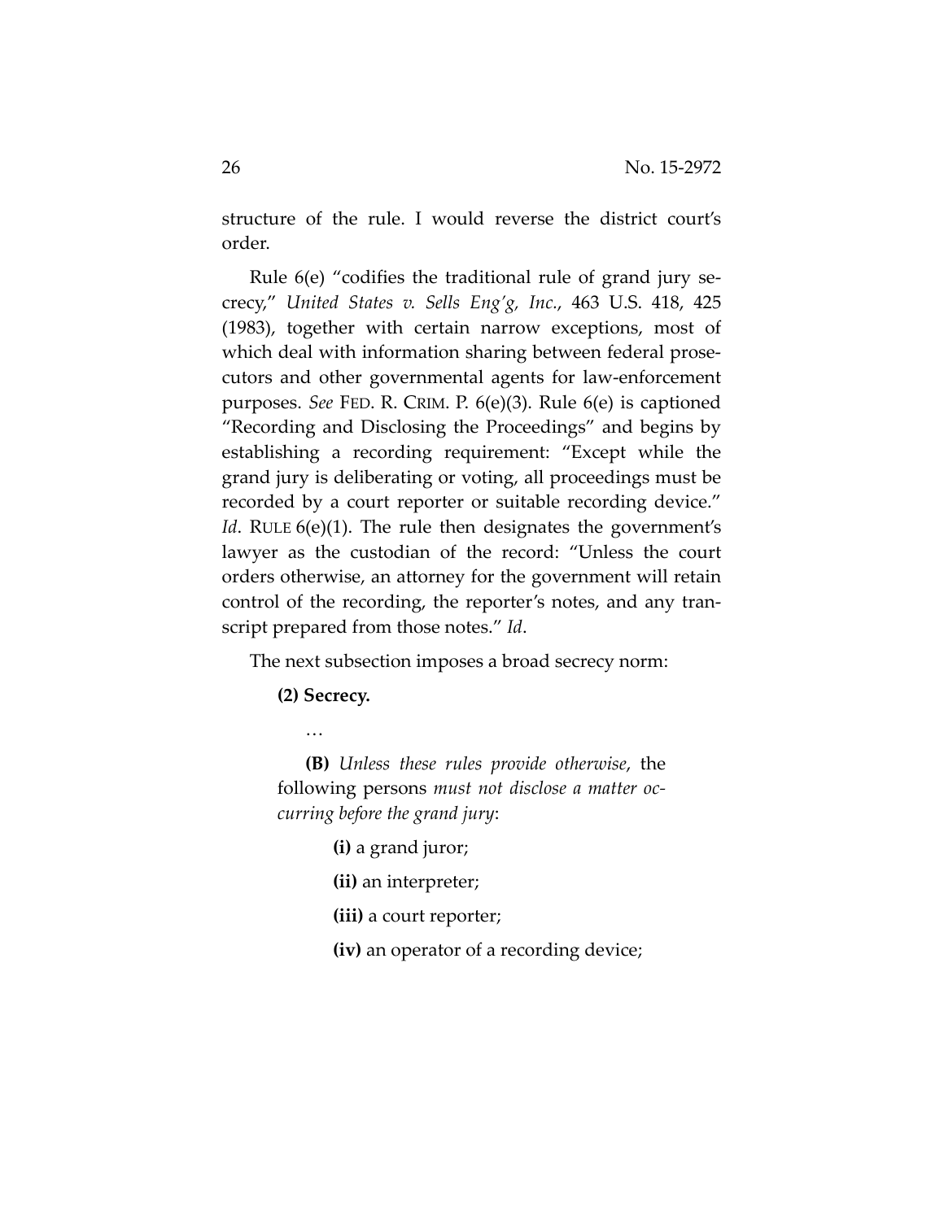structure of the rule. I would reverse the district court's order.

Rule 6(e) "codifies the traditional rule of grand jury secrecy," *United States v. Sells Eng'g, Inc.*, 463 U.S. 418, 425 (1983), together with certain narrow exceptions, most of which deal with information sharing between federal prosecutors and other governmental agents for law-enforcement purposes. *See* FED. R. CRIM. P. 6(e)(3). Rule 6(e) is captioned "Recording and Disclosing the Proceedings" and begins by establishing a recording requirement: "Except while the grand jury is deliberating or voting, all proceedings must be recorded by a court reporter or suitable recording device." *Id*. RULE 6(e)(1). The rule then designates the government's lawyer as the custodian of the record: "Unless the court orders otherwise, an attorney for the government will retain control of the recording, the reporter's notes, and any transcript prepared from those notes." *Id*.

The next subsection imposes a broad secrecy norm:

> **(2) Secrecy.**
>
> …
>
> **(B)** *Unless these rules provide otherwise*, the following persons *must not disclose a matter occurring before the grand jury*:
>
> > **(i)** a grand juror;
> >
> > **(ii)** an interpreter;
> >
> > **(iii)** a court reporter;
> >
> > **(iv)** an operator of a recording device;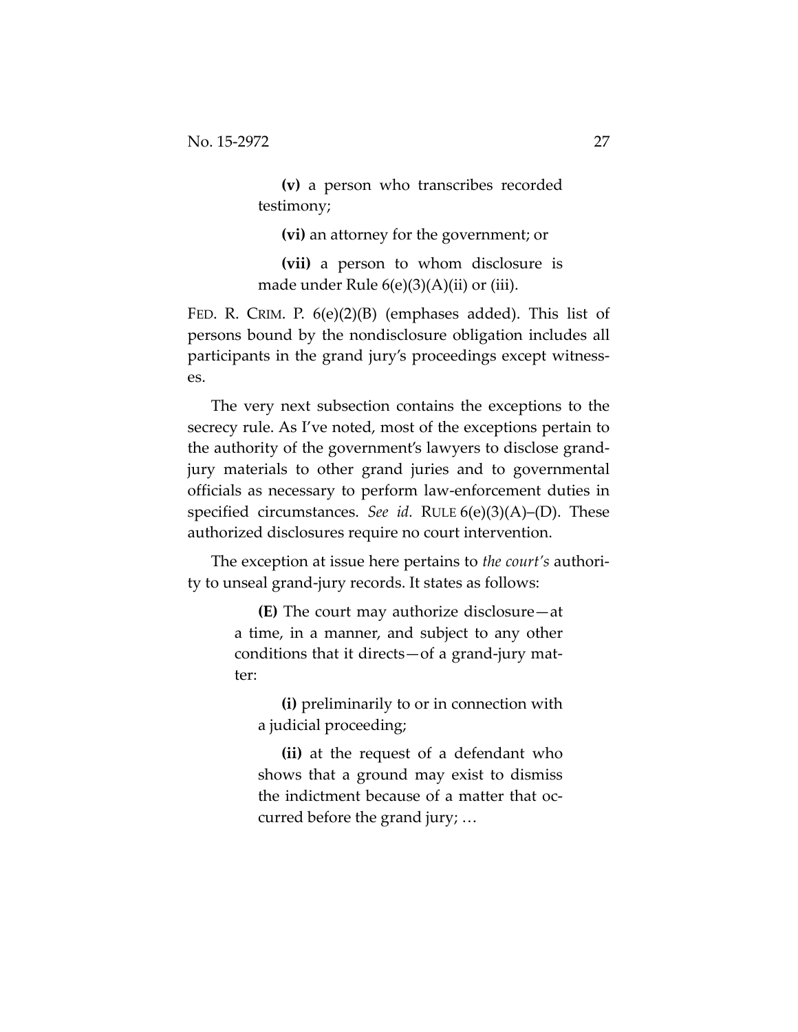> **(v)** a person who transcribes recorded testimony;
>
> **(vi)** an attorney for the government; or
>
> **(vii)** a person to whom disclosure is made under Rule 6(e)(3)(A)(ii) or (iii).

FED. R. CRIM. P. 6(e)(2)(B) (emphases added). This list of persons bound by the nondisclosure obligation includes all participants in the grand jury's proceedings except witnesses.

The very next subsection contains the exceptions to the secrecy rule. As I've noted, most of the exceptions pertain to the authority of the government's lawyers to disclose grand-jury materials to other grand juries and to governmental officials as necessary to perform law-enforcement duties in specified circumstances. *See id.* RULE 6(e)(3)(A)–(D). These authorized disclosures require no court intervention.

The exception at issue here pertains to *the court's* authority to unseal grand-jury records. It states as follows:

> **(E)** The court may authorize disclosure—at a time, in a manner, and subject to any other conditions that it directs—of a grand-jury matter:
>
> **(i)** preliminarily to or in connection with a judicial proceeding;
>
> **(ii)** at the request of a defendant who shows that a ground may exist to dismiss the indictment because of a matter that occurred before the grand jury; …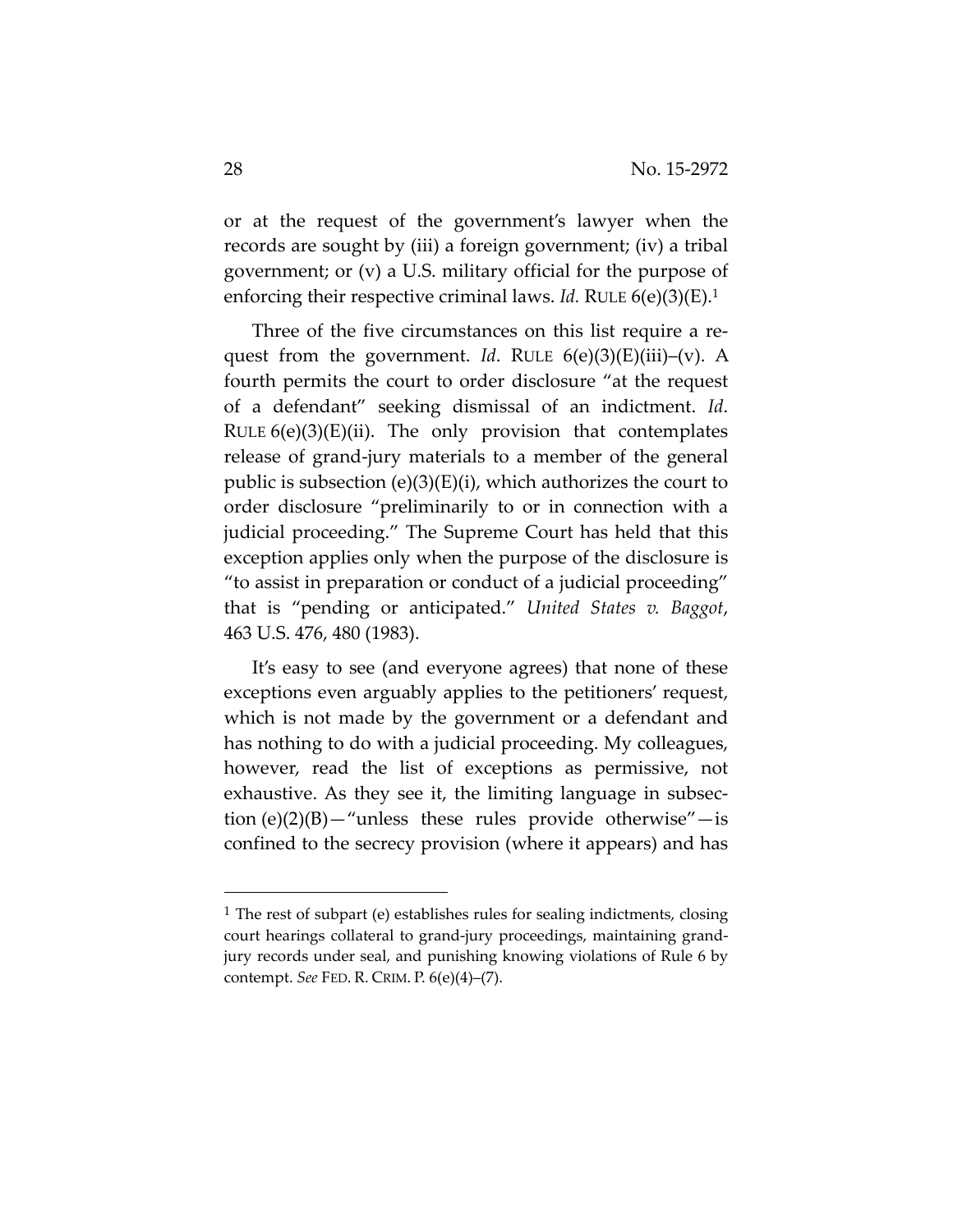or at the request of the government's lawyer when the records are sought by (iii) a foreign government; (iv) a tribal government; or (v) a U.S. military official for the purpose of enforcing their respective criminal laws. *Id.* RULE 6(e)(3)(E).[1]

Three of the five circumstances on this list require a request from the government. *Id*. RULE 6(e)(3)(E)(iii)–(v). A fourth permits the court to order disclosure "at the request of a defendant" seeking dismissal of an indictment. *Id*. RULE 6(e)(3)(E)(ii). The only provision that contemplates release of grand-jury materials to a member of the general public is subsection (e)(3)(E)(i), which authorizes the court to order disclosure "preliminarily to or in connection with a judicial proceeding." The Supreme Court has held that this exception applies only when the purpose of the disclosure is "to assist in preparation or conduct of a judicial proceeding" that is "pending or anticipated." *United States v. Baggot*, 463 U.S. 476, 480 (1983).

It's easy to see (and everyone agrees) that none of these exceptions even arguably applies to the petitioners' request, which is not made by the government or a defendant and has nothing to do with a judicial proceeding. My colleagues, however, read the list of exceptions as permissive, not exhaustive. As they see it, the limiting language in subsection (e)(2)(B)—"unless these rules provide otherwise"—is confined to the secrecy provision (where it appears) and has

---

[1] The rest of subpart (e) establishes rules for sealing indictments, closing court hearings collateral to grand-jury proceedings, maintaining grand-jury records under seal, and punishing knowing violations of Rule 6 by contempt. *See* FED. R. CRIM. P. 6(e)(4)–(7).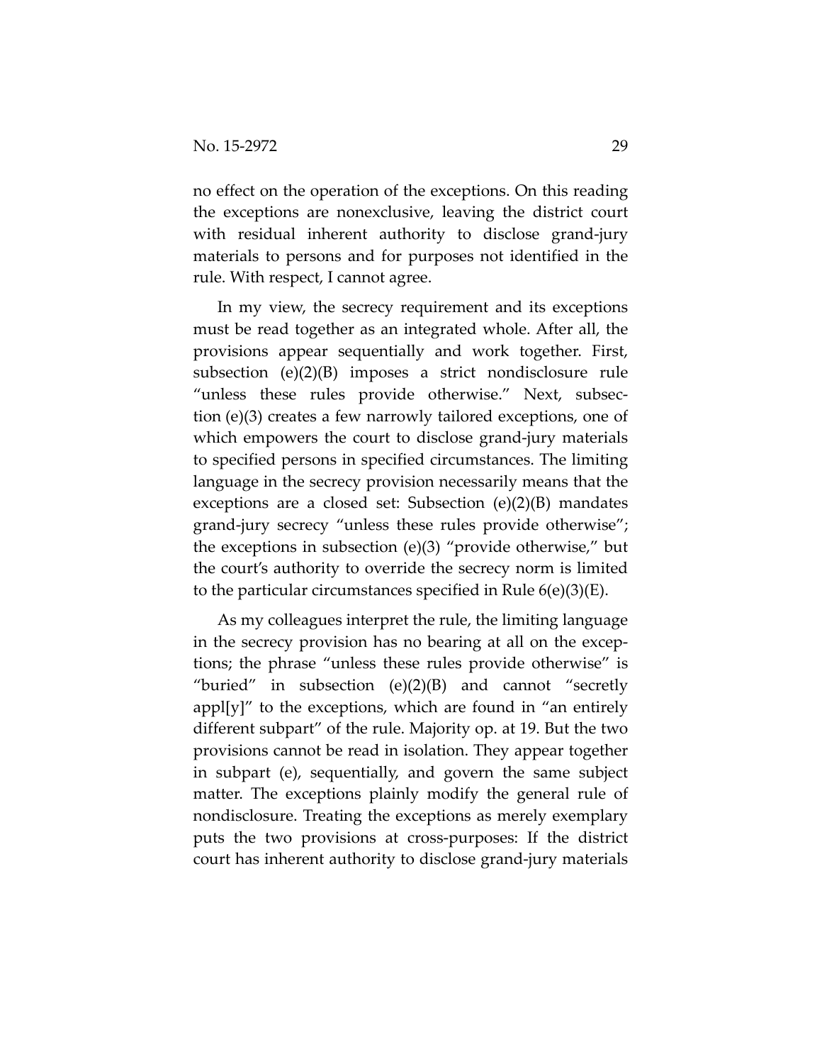no effect on the operation of the exceptions. On this reading the exceptions are nonexclusive, leaving the district court with residual inherent authority to disclose grand-jury materials to persons and for purposes not identified in the rule. With respect, I cannot agree.

In my view, the secrecy requirement and its exceptions must be read together as an integrated whole. After all, the provisions appear sequentially and work together. First, subsection (e)(2)(B) imposes a strict nondisclosure rule "unless these rules provide otherwise." Next, subsection (e)(3) creates a few narrowly tailored exceptions, one of which empowers the court to disclose grand-jury materials to specified persons in specified circumstances. The limiting language in the secrecy provision necessarily means that the exceptions are a closed set: Subsection (e)(2)(B) mandates grand-jury secrecy "unless these rules provide otherwise"; the exceptions in subsection (e)(3) "provide otherwise," but the court's authority to override the secrecy norm is limited to the particular circumstances specified in Rule 6(e)(3)(E).

As my colleagues interpret the rule, the limiting language in the secrecy provision has no bearing at all on the exceptions; the phrase "unless these rules provide otherwise" is "buried" in subsection (e)(2)(B) and cannot "secretly appl[y]" to the exceptions, which are found in "an entirely different subpart" of the rule. Majority op. at 19. But the two provisions cannot be read in isolation. They appear together in subpart (e), sequentially, and govern the same subject matter. The exceptions plainly modify the general rule of nondisclosure. Treating the exceptions as merely exemplary puts the two provisions at cross-purposes: If the district court has inherent authority to disclose grand-jury materials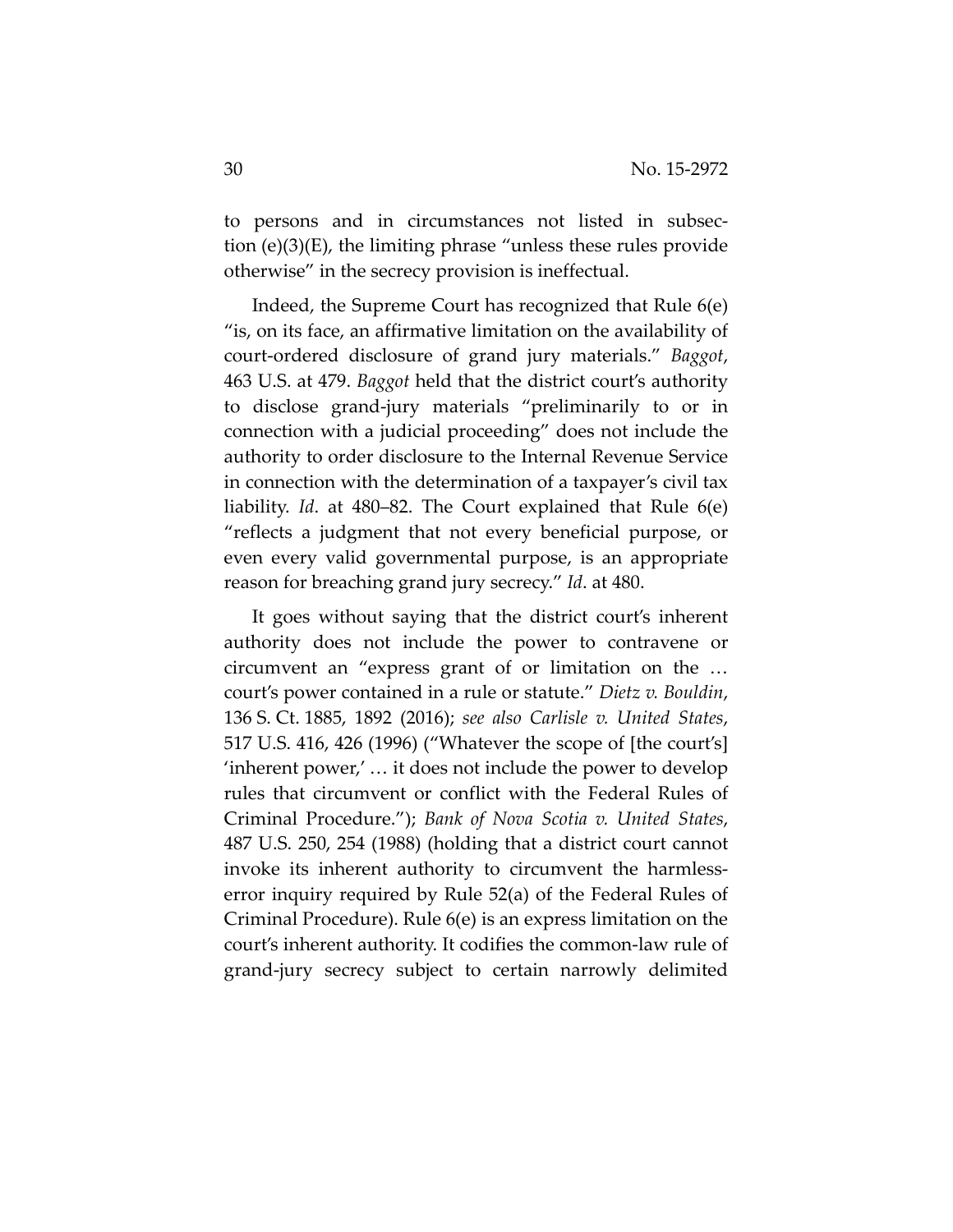to persons and in circumstances not listed in subsection (e)(3)(E), the limiting phrase "unless these rules provide otherwise" in the secrecy provision is ineffectual.

Indeed, the Supreme Court has recognized that Rule 6(e) "is, on its face, an affirmative limitation on the availability of court-ordered disclosure of grand jury materials." *Baggot*, 463 U.S. at 479. *Baggot* held that the district court's authority to disclose grand-jury materials "preliminarily to or in connection with a judicial proceeding" does not include the authority to order disclosure to the Internal Revenue Service in connection with the determination of a taxpayer's civil tax liability. *Id*. at 480–82. The Court explained that Rule 6(e) "reflects a judgment that not every beneficial purpose, or even every valid governmental purpose, is an appropriate reason for breaching grand jury secrecy." *Id*. at 480.

It goes without saying that the district court's inherent authority does not include the power to contravene or circumvent an "express grant of or limitation on the … court's power contained in a rule or statute." *Dietz v. Bouldin*, 136 S. Ct. 1885, 1892 (2016); *see also Carlisle v. United States*, 517 U.S. 416, 426 (1996) ("Whatever the scope of [the court's] 'inherent power,' … it does not include the power to develop rules that circumvent or conflict with the Federal Rules of Criminal Procedure."); *Bank of Nova Scotia v. United States*, 487 U.S. 250, 254 (1988) (holding that a district court cannot invoke its inherent authority to circumvent the harmless-error inquiry required by Rule 52(a) of the Federal Rules of Criminal Procedure). Rule 6(e) is an express limitation on the court's inherent authority. It codifies the common-law rule of grand-jury secrecy subject to certain narrowly delimited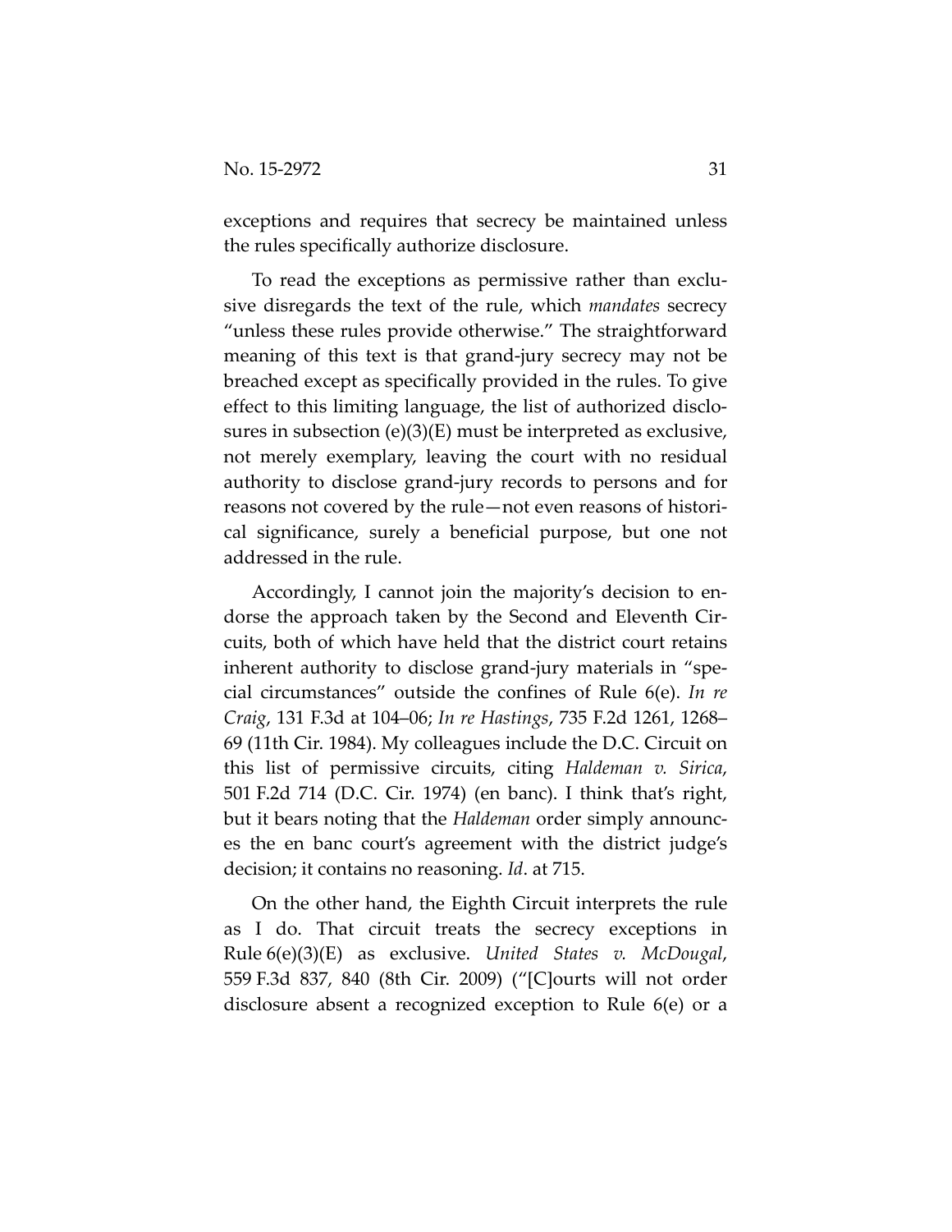exceptions and requires that secrecy be maintained unless the rules specifically authorize disclosure.

To read the exceptions as permissive rather than exclusive disregards the text of the rule, which *mandates* secrecy "unless these rules provide otherwise." The straightforward meaning of this text is that grand-jury secrecy may not be breached except as specifically provided in the rules. To give effect to this limiting language, the list of authorized disclosures in subsection (e)(3)(E) must be interpreted as exclusive, not merely exemplary, leaving the court with no residual authority to disclose grand-jury records to persons and for reasons not covered by the rule—not even reasons of historical significance, surely a beneficial purpose, but one not addressed in the rule.

Accordingly, I cannot join the majority's decision to endorse the approach taken by the Second and Eleventh Circuits, both of which have held that the district court retains inherent authority to disclose grand-jury materials in "special circumstances" outside the confines of Rule 6(e). *In re Craig*, 131 F.3d at 104–06; *In re Hastings*, 735 F.2d 1261, 1268–69 (11th Cir. 1984). My colleagues include the D.C. Circuit on this list of permissive circuits, citing *Haldeman v. Sirica*, 501 F.2d 714 (D.C. Cir. 1974) (en banc). I think that's right, but it bears noting that the *Haldeman* order simply announces the en banc court's agreement with the district judge's decision; it contains no reasoning. *Id*. at 715.

On the other hand, the Eighth Circuit interprets the rule as I do. That circuit treats the secrecy exceptions in Rule 6(e)(3)(E) as exclusive. *United States v. McDougal*, 559 F.3d 837, 840 (8th Cir. 2009) ("[C]ourts will not order disclosure absent a recognized exception to Rule 6(e) or a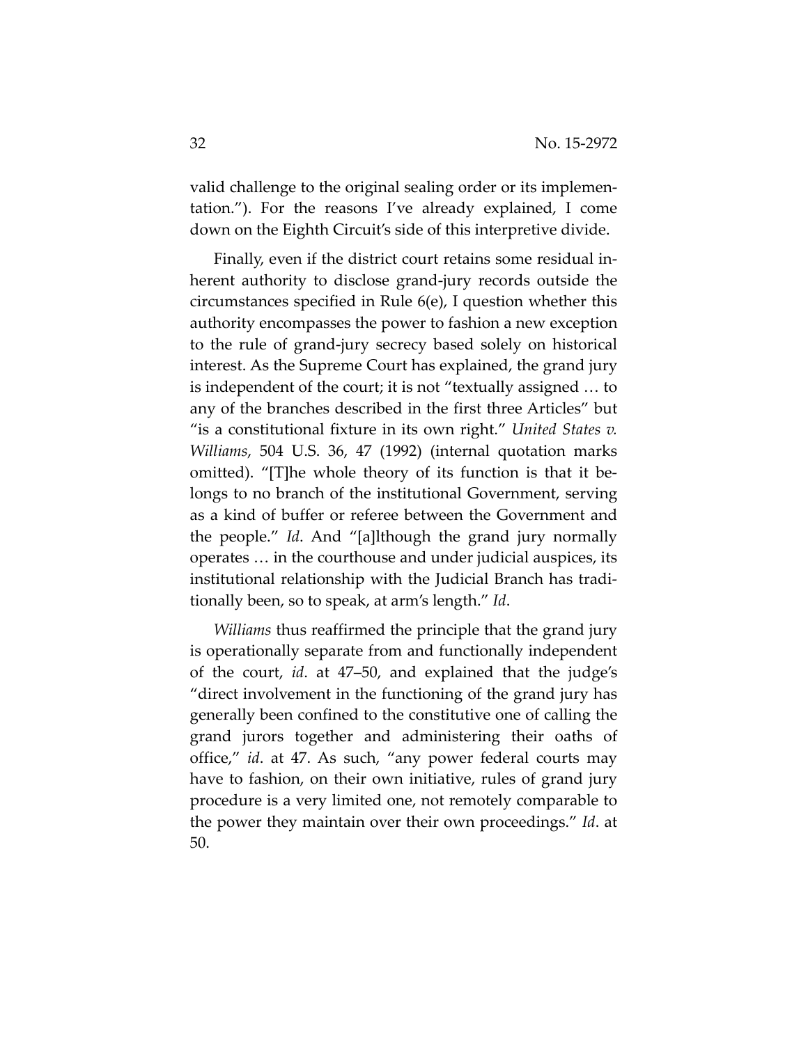valid challenge to the original sealing order or its implementation."). For the reasons I've already explained, I come down on the Eighth Circuit's side of this interpretive divide.

Finally, even if the district court retains some residual inherent authority to disclose grand-jury records outside the circumstances specified in Rule 6(e), I question whether this authority encompasses the power to fashion a new exception to the rule of grand-jury secrecy based solely on historical interest. As the Supreme Court has explained, the grand jury is independent of the court; it is not "textually assigned … to any of the branches described in the first three Articles" but "is a constitutional fixture in its own right." *United States v. Williams*, 504 U.S. 36, 47 (1992) (internal quotation marks omitted). "[T]he whole theory of its function is that it belongs to no branch of the institutional Government, serving as a kind of buffer or referee between the Government and the people." *Id*. And "[a]lthough the grand jury normally operates … in the courthouse and under judicial auspices, its institutional relationship with the Judicial Branch has traditionally been, so to speak, at arm's length." *Id*.

*Williams* thus reaffirmed the principle that the grand jury is operationally separate from and functionally independent of the court, *id*. at 47–50, and explained that the judge's "direct involvement in the functioning of the grand jury has generally been confined to the constitutive one of calling the grand jurors together and administering their oaths of office," *id*. at 47. As such, "any power federal courts may have to fashion, on their own initiative, rules of grand jury procedure is a very limited one, not remotely comparable to the power they maintain over their own proceedings." *Id*. at 50.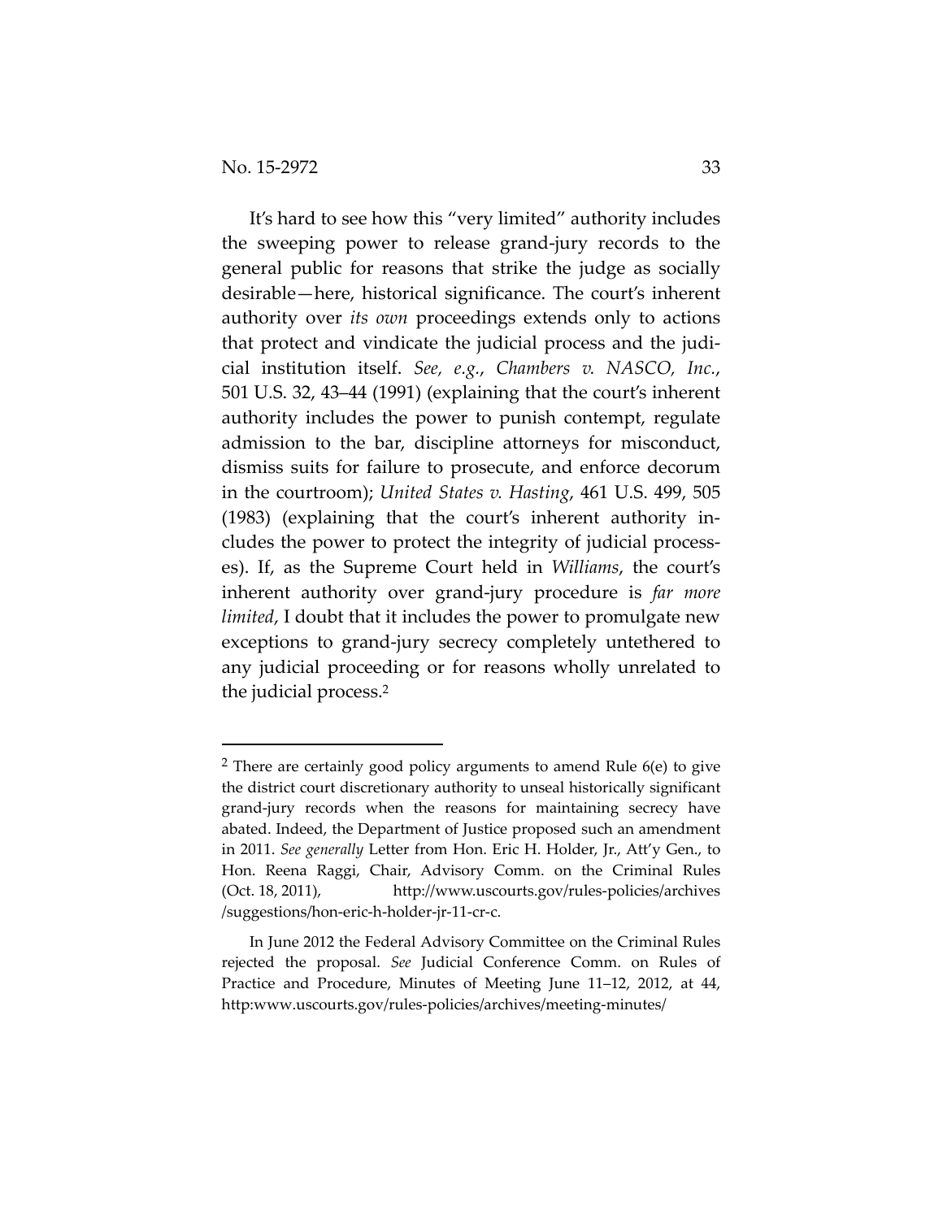It's hard to see how this "very limited" authority includes the sweeping power to release grand-jury records to the general public for reasons that strike the judge as socially desirable—here, historical significance. The court's inherent authority over *its own* proceedings extends only to actions that protect and vindicate the judicial process and the judicial institution itself. *See, e.g.*, *Chambers v. NASCO, Inc.*, 501 U.S. 32, 43–44 (1991) (explaining that the court's inherent authority includes the power to punish contempt, regulate admission to the bar, discipline attorneys for misconduct, dismiss suits for failure to prosecute, and enforce decorum in the courtroom); *United States v. Hasting*, 461 U.S. 499, 505 (1983) (explaining that the court's inherent authority includes the power to protect the integrity of judicial processes). If, as the Supreme Court held in *Williams*, the court's inherent authority over grand-jury procedure is *far more limited*, I doubt that it includes the power to promulgate new exceptions to grand-jury secrecy completely untethered to any judicial proceeding or for reasons wholly unrelated to the judicial process.[2]

---

[2] There are certainly good policy arguments to amend Rule 6(e) to give the district court discretionary authority to unseal historically significant grand-jury records when the reasons for maintaining secrecy have abated. Indeed, the Department of Justice proposed such an amendment in 2011. *See generally* Letter from Hon. Eric H. Holder, Jr., Att'y Gen., to Hon. Reena Raggi, Chair, Advisory Comm. on the Criminal Rules (Oct. 18, 2011), http://www.uscourts.gov/rules-policies/archives/suggestions/hon-eric-h-holder-jr-11-cr-c.

In June 2012 the Federal Advisory Committee on the Criminal Rules rejected the proposal. *See* Judicial Conference Comm. on Rules of Practice and Procedure, Minutes of Meeting June 11–12, 2012, at 44, http:www.uscourts.gov/rules-policies/archives/meeting-minutes/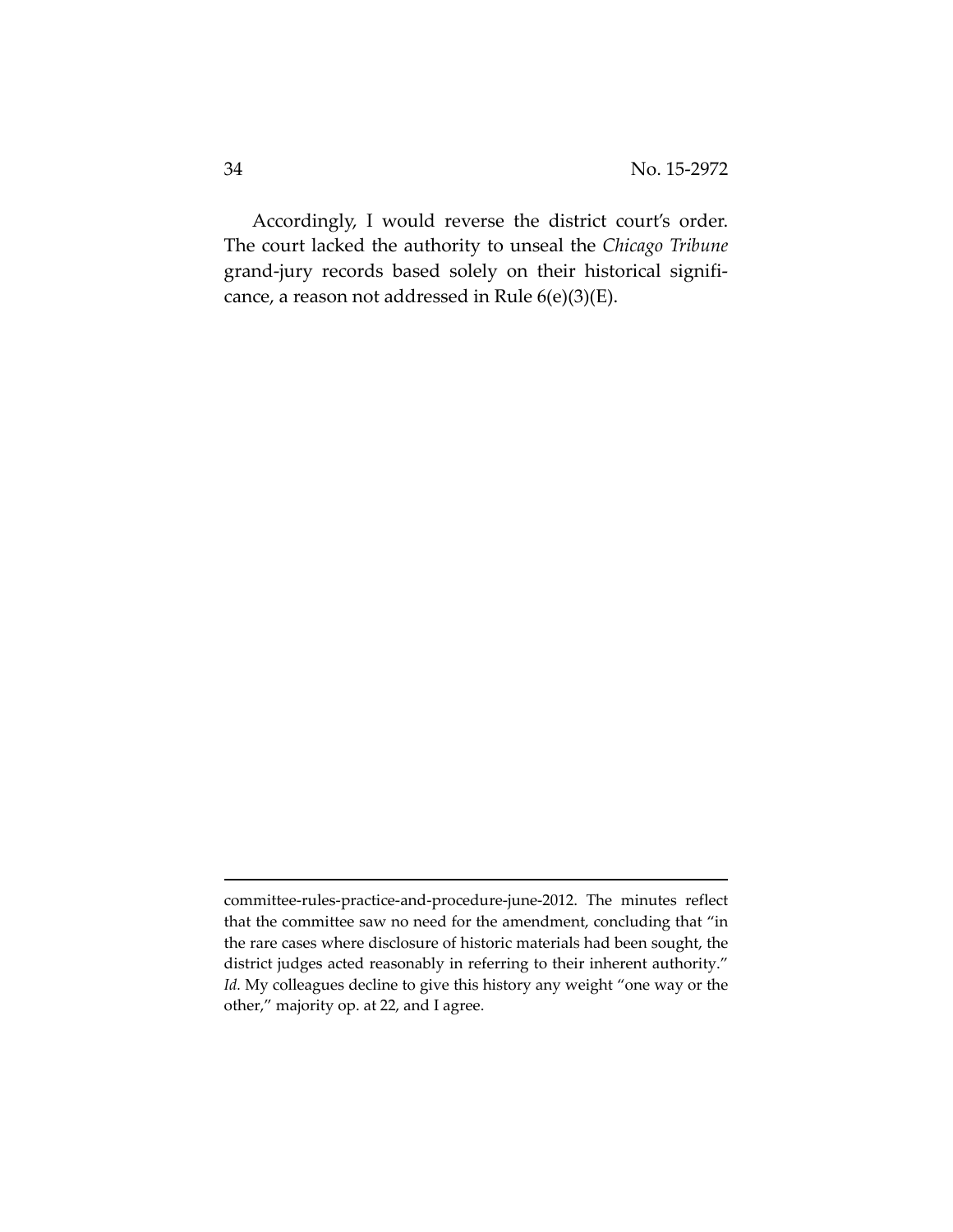Accordingly, I would reverse the district court's order. The court lacked the authority to unseal the *Chicago Tribune* grand-jury records based solely on their historical significance, a reason not addressed in Rule 6(e)(3)(E).

---

committee-rules-practice-and-procedure-june-2012. The minutes reflect that the committee saw no need for the amendment, concluding that "in the rare cases where disclosure of historic materials had been sought, the district judges acted reasonably in referring to their inherent authority." *Id.* My colleagues decline to give this history any weight "one way or the other," majority op. at 22, and I agree.